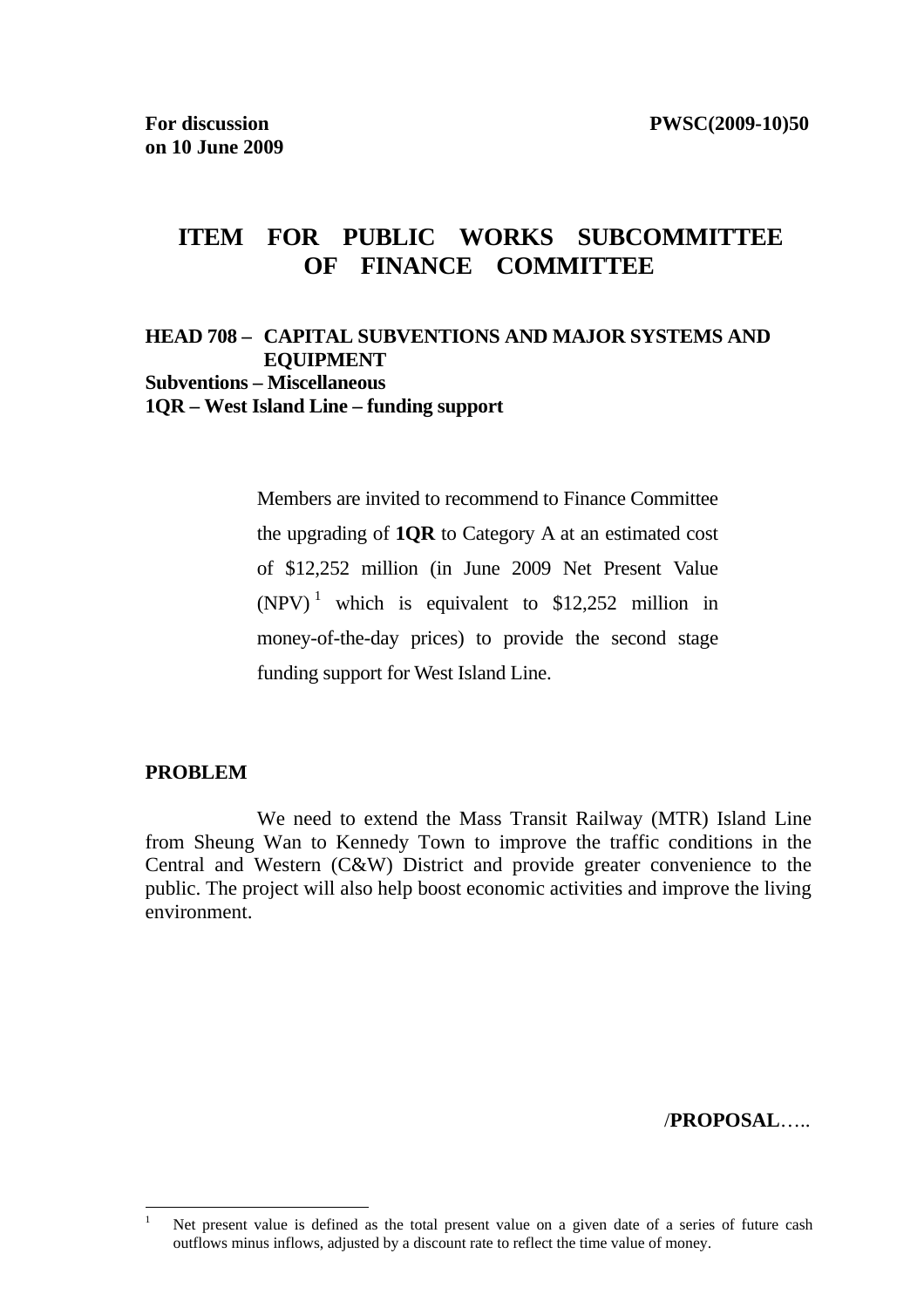**For discussion on 10 June 2009** **PWSC(2009-10)50**

# ITEM FOR PUBLIC WORKS SUBCOMMITTEE OF FINANCE COMMITTEE

**HEAD 708 – CAPITAL SUBVENTIONS AND MAJOR SYSTEMS AND EQUIPMENT**
**Subventions – Miscellaneous**
**1QR – West Island Line – funding support**

> Members are invited to recommend to Finance Committee the upgrading of **1QR** to Category A at an estimated cost of $12,252 million (in June 2009 Net Present Value (NPV) [1] which is equivalent to $12,252 million in money-of-the-day prices) to provide the second stage funding support for West Island Line.

## PROBLEM

We need to extend the Mass Transit Railway (MTR) Island Line from Sheung Wan to Kennedy Town to improve the traffic conditions in the Central and Western (C&W) District and provide greater convenience to the public. The project will also help boost economic activities and improve the living environment.

/**PROPOSAL**…..

---

[1] Net present value is defined as the total present value on a given date of a series of future cash outflows minus inflows, adjusted by a discount rate to reflect the time value of money.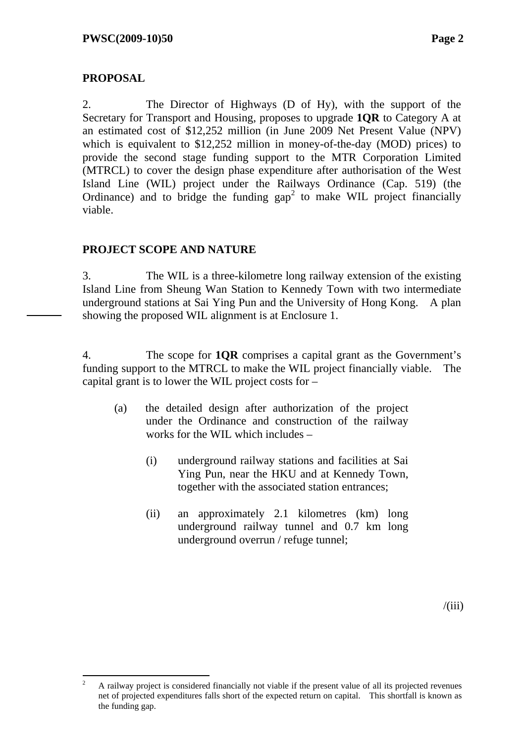## PROPOSAL

2. The Director of Highways (D of Hy), with the support of the Secretary for Transport and Housing, proposes to upgrade **1QR** to Category A at an estimated cost of $12,252 million (in June 2009 Net Present Value (NPV) which is equivalent to $12,252 million in money-of-the-day (MOD) prices) to provide the second stage funding support to the MTR Corporation Limited (MTRCL) to cover the design phase expenditure after authorisation of the West Island Line (WIL) project under the Railways Ordinance (Cap. 519) (the Ordinance) and to bridge the funding gap[2] to make WIL project financially viable.

## PROJECT SCOPE AND NATURE

3. The WIL is a three-kilometre long railway extension of the existing Island Line from Sheung Wan Station to Kennedy Town with two intermediate underground stations at Sai Ying Pun and the University of Hong Kong. A plan showing the proposed WIL alignment is at Enclosure 1.

4. The scope for **1QR** comprises a capital grant as the Government's funding support to the MTRCL to make the WIL project financially viable. The capital grant is to lower the WIL project costs for –

(a) the detailed design after authorization of the project under the Ordinance and construction of the railway works for the WIL which includes –

  (i) underground railway stations and facilities at Sai Ying Pun, near the HKU and at Kennedy Town, together with the associated station entrances;

  (ii) an approximately 2.1 kilometres (km) long underground railway tunnel and 0.7 km long underground overrun / refuge tunnel;

/(iii)

---

[2] A railway project is considered financially not viable if the present value of all its projected revenues net of projected expenditures falls short of the expected return on capital. This shortfall is known as the funding gap.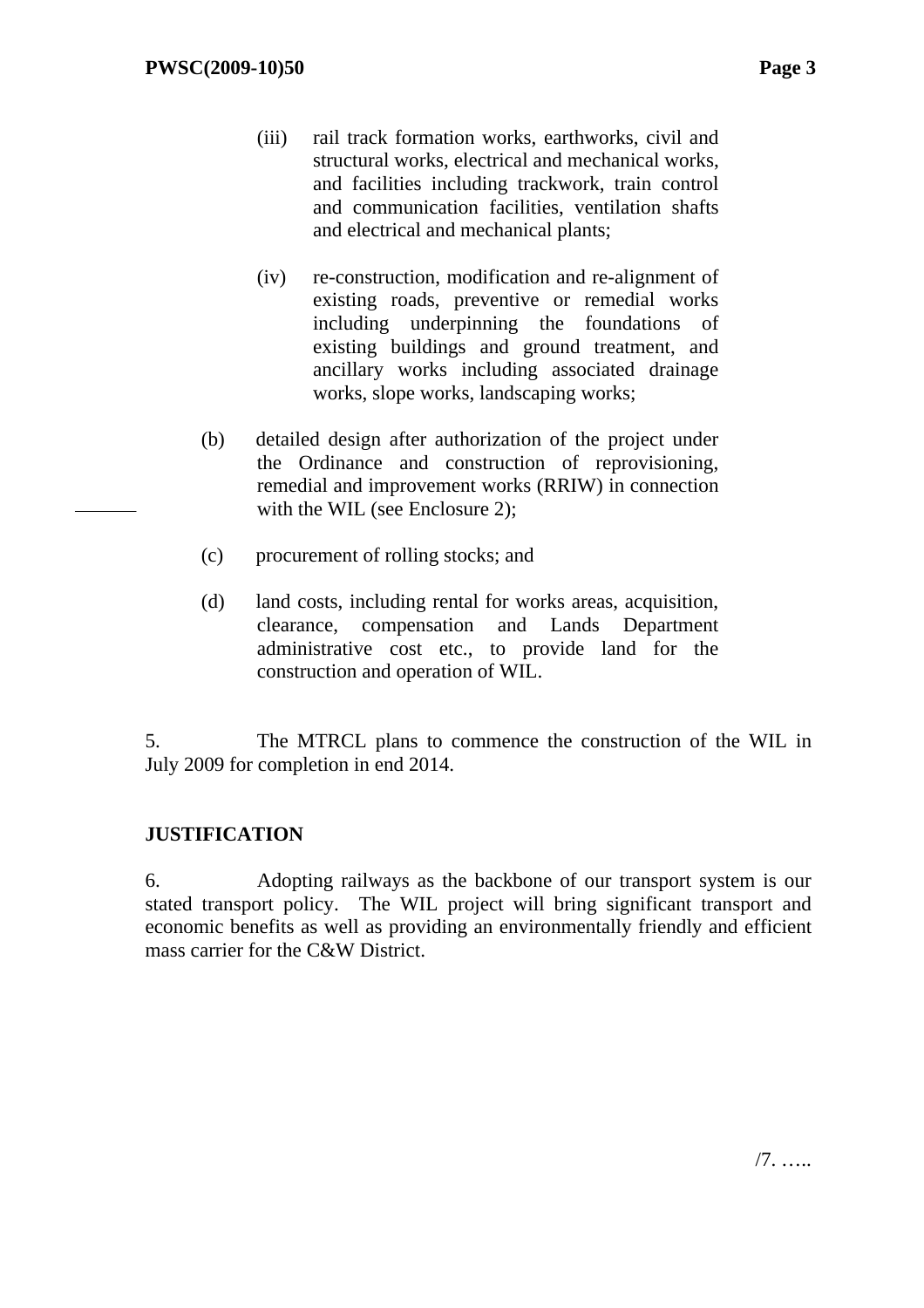(iii) rail track formation works, earthworks, civil and structural works, electrical and mechanical works, and facilities including trackwork, train control and communication facilities, ventilation shafts and electrical and mechanical plants;

(iv) re-construction, modification and re-alignment of existing roads, preventive or remedial works including underpinning the foundations of existing buildings and ground treatment, and ancillary works including associated drainage works, slope works, landscaping works;

(b) detailed design after authorization of the project under the Ordinance and construction of reprovisioning, remedial and improvement works (RRIW) in connection with the WIL (see Enclosure 2);

(c) procurement of rolling stocks; and

(d) land costs, including rental for works areas, acquisition, clearance, compensation and Lands Department administrative cost etc., to provide land for the construction and operation of WIL.

5. The MTRCL plans to commence the construction of the WIL in July 2009 for completion in end 2014.

## JUSTIFICATION

6. Adopting railways as the backbone of our transport system is our stated transport policy. The WIL project will bring significant transport and economic benefits as well as providing an environmentally friendly and efficient mass carrier for the C&W District.

/7. …..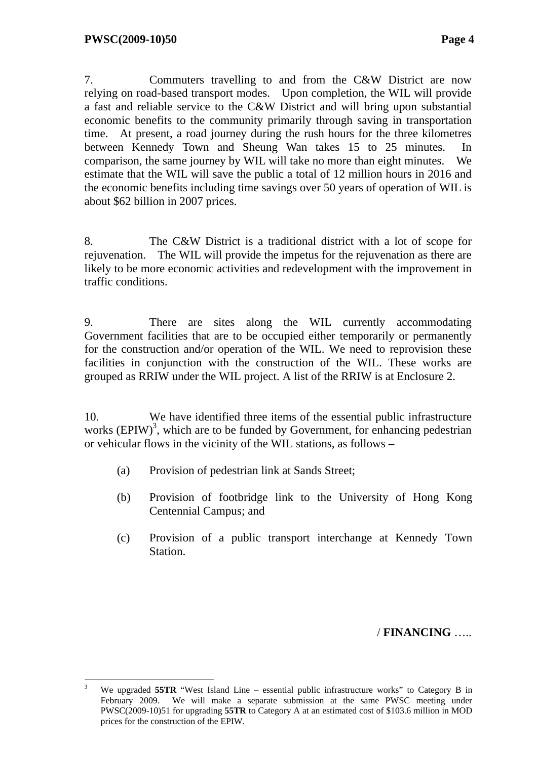7. Commuters travelling to and from the C&W District are now relying on road-based transport modes. Upon completion, the WIL will provide a fast and reliable service to the C&W District and will bring upon substantial economic benefits to the community primarily through saving in transportation time. At present, a road journey during the rush hours for the three kilometres between Kennedy Town and Sheung Wan takes 15 to 25 minutes. In comparison, the same journey by WIL will take no more than eight minutes. We estimate that the WIL will save the public a total of 12 million hours in 2016 and the economic benefits including time savings over 50 years of operation of WIL is about $62 billion in 2007 prices.

8. The C&W District is a traditional district with a lot of scope for rejuvenation. The WIL will provide the impetus for the rejuvenation as there are likely to be more economic activities and redevelopment with the improvement in traffic conditions.

9. There are sites along the WIL currently accommodating Government facilities that are to be occupied either temporarily or permanently for the construction and/or operation of the WIL. We need to reprovision these facilities in conjunction with the construction of the WIL. These works are grouped as RRIW under the WIL project. A list of the RRIW is at Enclosure 2.

10. We have identified three items of the essential public infrastructure works (EPIW)[3], which are to be funded by Government, for enhancing pedestrian or vehicular flows in the vicinity of the WIL stations, as follows –

(a) Provision of pedestrian link at Sands Street;

(b) Provision of footbridge link to the University of Hong Kong Centennial Campus; and

(c) Provision of a public transport interchange at Kennedy Town Station.

/ **FINANCING** …..

---

[3] We upgraded **55TR** "West Island Line – essential public infrastructure works" to Category B in February 2009. We will make a separate submission at the same PWSC meeting under PWSC(2009-10)51 for upgrading **55TR** to Category A at an estimated cost of $103.6 million in MOD prices for the construction of the EPIW.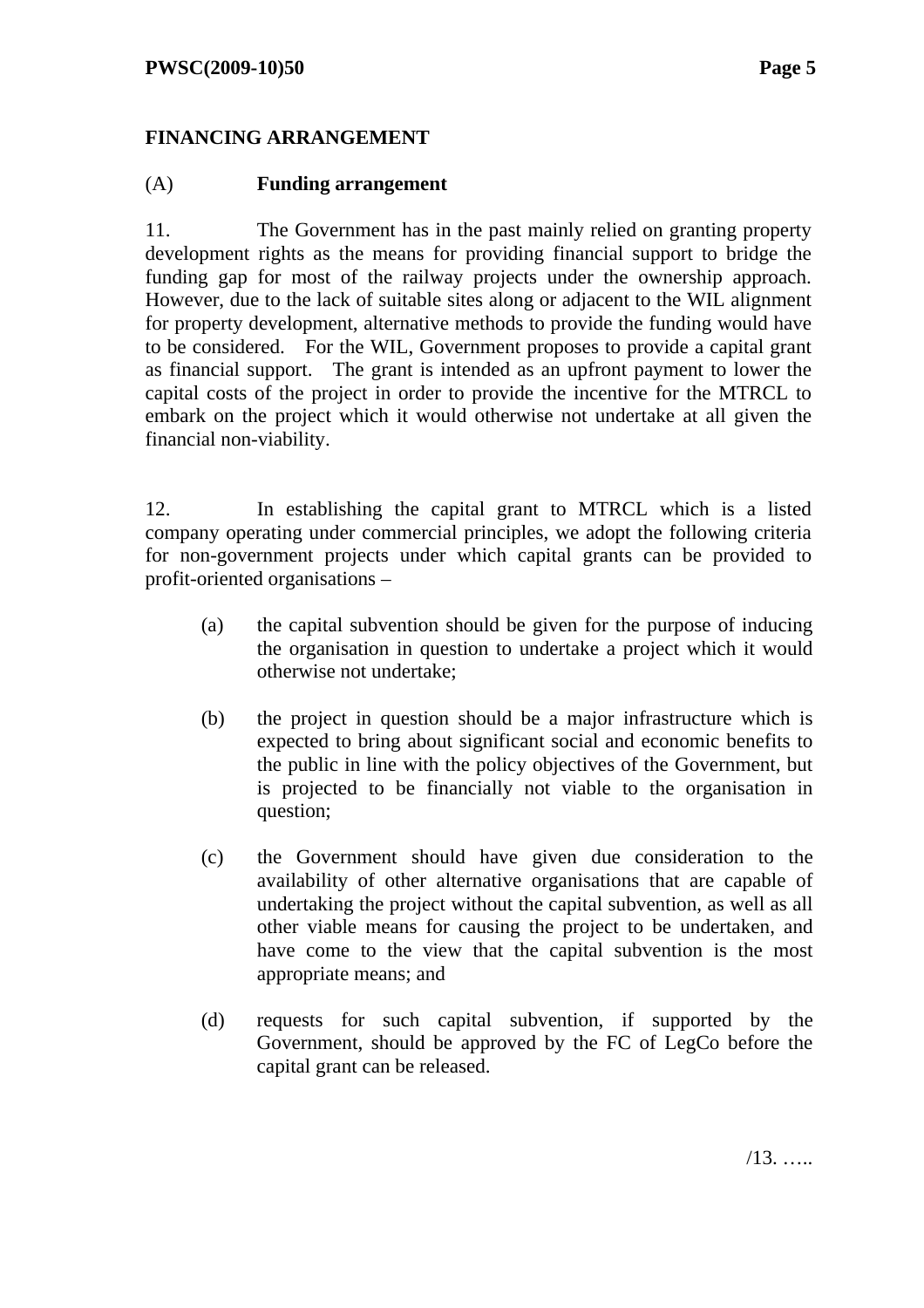**FINANCING ARRANGEMENT**

(A) **Funding arrangement**

11. The Government has in the past mainly relied on granting property development rights as the means for providing financial support to bridge the funding gap for most of the railway projects under the ownership approach. However, due to the lack of suitable sites along or adjacent to the WIL alignment for property development, alternative methods to provide the funding would have to be considered. For the WIL, Government proposes to provide a capital grant as financial support. The grant is intended as an upfront payment to lower the capital costs of the project in order to provide the incentive for the MTRCL to embark on the project which it would otherwise not undertake at all given the financial non-viability.

12. In establishing the capital grant to MTRCL which is a listed company operating under commercial principles, we adopt the following criteria for non-government projects under which capital grants can be provided to profit-oriented organisations –

(a) the capital subvention should be given for the purpose of inducing the organisation in question to undertake a project which it would otherwise not undertake;

(b) the project in question should be a major infrastructure which is expected to bring about significant social and economic benefits to the public in line with the policy objectives of the Government, but is projected to be financially not viable to the organisation in question;

(c) the Government should have given due consideration to the availability of other alternative organisations that are capable of undertaking the project without the capital subvention, as well as all other viable means for causing the project to be undertaken, and have come to the view that the capital subvention is the most appropriate means; and

(d) requests for such capital subvention, if supported by the Government, should be approved by the FC of LegCo before the capital grant can be released.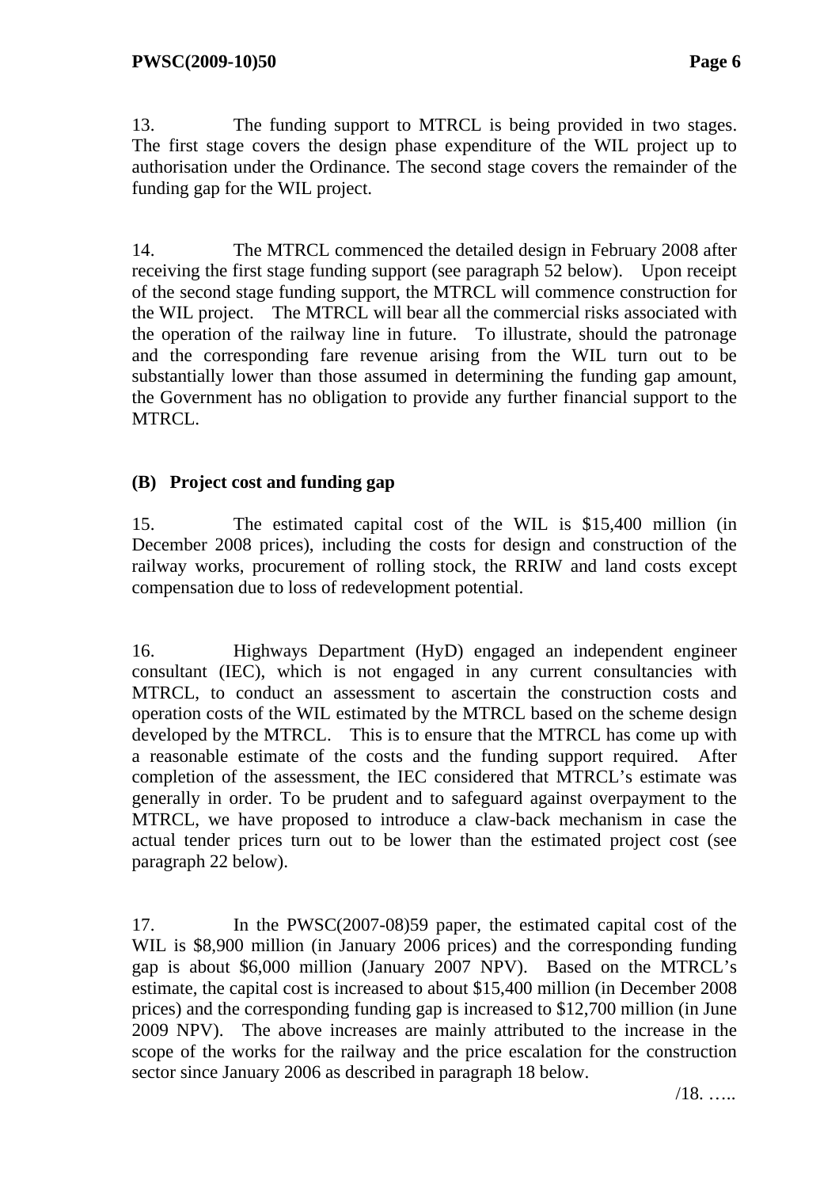13. The funding support to MTRCL is being provided in two stages. The first stage covers the design phase expenditure of the WIL project up to authorisation under the Ordinance. The second stage covers the remainder of the funding gap for the WIL project.

14. The MTRCL commenced the detailed design in February 2008 after receiving the first stage funding support (see paragraph 52 below). Upon receipt of the second stage funding support, the MTRCL will commence construction for the WIL project. The MTRCL will bear all the commercial risks associated with the operation of the railway line in future. To illustrate, should the patronage and the corresponding fare revenue arising from the WIL turn out to be substantially lower than those assumed in determining the funding gap amount, the Government has no obligation to provide any further financial support to the MTRCL.

**(B) Project cost and funding gap**

15. The estimated capital cost of the WIL is $15,400 million (in December 2008 prices), including the costs for design and construction of the railway works, procurement of rolling stock, the RRIW and land costs except compensation due to loss of redevelopment potential.

16. Highways Department (HyD) engaged an independent engineer consultant (IEC), which is not engaged in any current consultancies with MTRCL, to conduct an assessment to ascertain the construction costs and operation costs of the WIL estimated by the MTRCL based on the scheme design developed by the MTRCL. This is to ensure that the MTRCL has come up with a reasonable estimate of the costs and the funding support required. After completion of the assessment, the IEC considered that MTRCL's estimate was generally in order. To be prudent and to safeguard against overpayment to the MTRCL, we have proposed to introduce a claw-back mechanism in case the actual tender prices turn out to be lower than the estimated project cost (see paragraph 22 below).

17. In the PWSC(2007-08)59 paper, the estimated capital cost of the WIL is $8,900 million (in January 2006 prices) and the corresponding funding gap is about $6,000 million (January 2007 NPV). Based on the MTRCL's estimate, the capital cost is increased to about $15,400 million (in December 2008 prices) and the corresponding funding gap is increased to $12,700 million (in June 2009 NPV). The above increases are mainly attributed to the increase in the scope of the works for the railway and the price escalation for the construction sector since January 2006 as described in paragraph 18 below.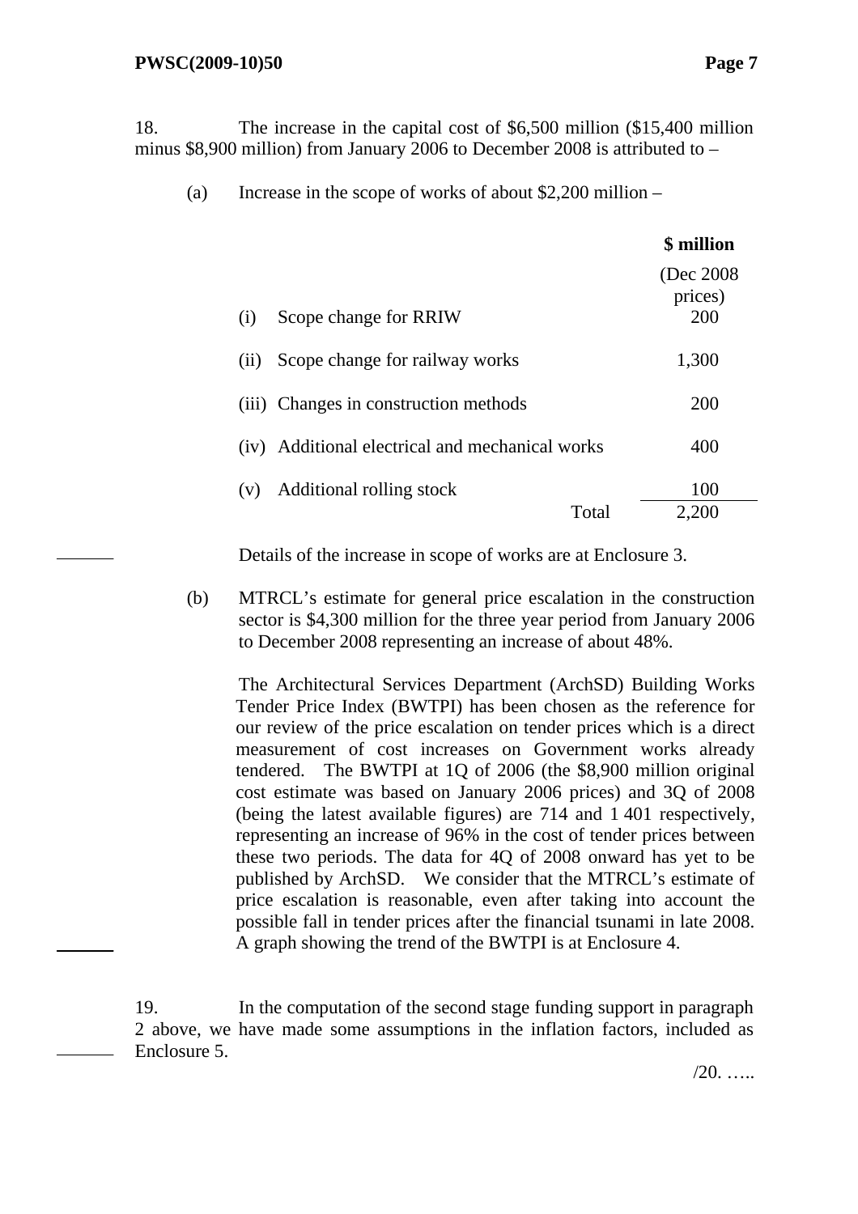18. The increase in the capital cost of $6,500 million ($15,400 million minus $8,900 million) from January 2006 to December 2008 is attributed to –

(a) Increase in the scope of works of about $2,200 million –

| | | $ million (Dec 2008 prices) |
|---|---|---|
| (i) | Scope change for RRIW | 200 |
| (ii) | Scope change for railway works | 1,300 |
| (iii) | Changes in construction methods | 200 |
| (iv) | Additional electrical and mechanical works | 400 |
| (v) | Additional rolling stock | 100 |
| | Total | 2,200 |

Details of the increase in scope of works are at Enclosure 3.

(b) MTRCL's estimate for general price escalation in the construction sector is $4,300 million for the three year period from January 2006 to December 2008 representing an increase of about 48%.

The Architectural Services Department (ArchSD) Building Works Tender Price Index (BWTPI) has been chosen as the reference for our review of the price escalation on tender prices which is a direct measurement of cost increases on Government works already tendered. The BWTPI at 1Q of 2006 (the $8,900 million original cost estimate was based on January 2006 prices) and 3Q of 2008 (being the latest available figures) are 714 and 1 401 respectively, representing an increase of 96% in the cost of tender prices between these two periods. The data for 4Q of 2008 onward has yet to be published by ArchSD. We consider that the MTRCL's estimate of price escalation is reasonable, even after taking into account the possible fall in tender prices after the financial tsunami in late 2008. A graph showing the trend of the BWTPI is at Enclosure 4.

19. In the computation of the second stage funding support in paragraph 2 above, we have made some assumptions in the inflation factors, included as Enclosure 5.

/20. …..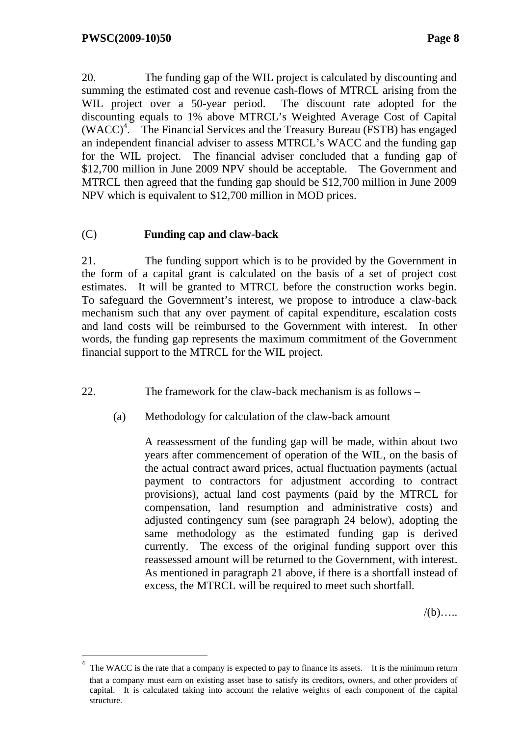20. The funding gap of the WIL project is calculated by discounting and summing the estimated cost and revenue cash-flows of MTRCL arising from the WIL project over a 50-year period. The discount rate adopted for the discounting equals to 1% above MTRCL's Weighted Average Cost of Capital (WACC)[4]. The Financial Services and the Treasury Bureau (FSTB) has engaged an independent financial adviser to assess MTRCL's WACC and the funding gap for the WIL project. The financial adviser concluded that a funding gap of $12,700 million in June 2009 NPV should be acceptable. The Government and MTRCL then agreed that the funding gap should be $12,700 million in June 2009 NPV which is equivalent to $12,700 million in MOD prices.

## (C) Funding cap and claw-back

21. The funding support which is to be provided by the Government in the form of a capital grant is calculated on the basis of a set of project cost estimates. It will be granted to MTRCL before the construction works begin. To safeguard the Government's interest, we propose to introduce a claw-back mechanism such that any over payment of capital expenditure, escalation costs and land costs will be reimbursed to the Government with interest. In other words, the funding gap represents the maximum commitment of the Government financial support to the MTRCL for the WIL project.

22. The framework for the claw-back mechanism is as follows –

(a) Methodology for calculation of the claw-back amount

A reassessment of the funding gap will be made, within about two years after commencement of operation of the WIL, on the basis of the actual contract award prices, actual fluctuation payments (actual payment to contractors for adjustment according to contract provisions), actual land cost payments (paid by the MTRCL for compensation, land resumption and administrative costs) and adjusted contingency sum (see paragraph 24 below), adopting the same methodology as the estimated funding gap is derived currently. The excess of the original funding support over this reassessed amount will be returned to the Government, with interest. As mentioned in paragraph 21 above, if there is a shortfall instead of excess, the MTRCL will be required to meet such shortfall.

/(b).....

[4] The WACC is the rate that a company is expected to pay to finance its assets. It is the minimum return that a company must earn on existing asset base to satisfy its creditors, owners, and other providers of capital. It is calculated taking into account the relative weights of each component of the capital structure.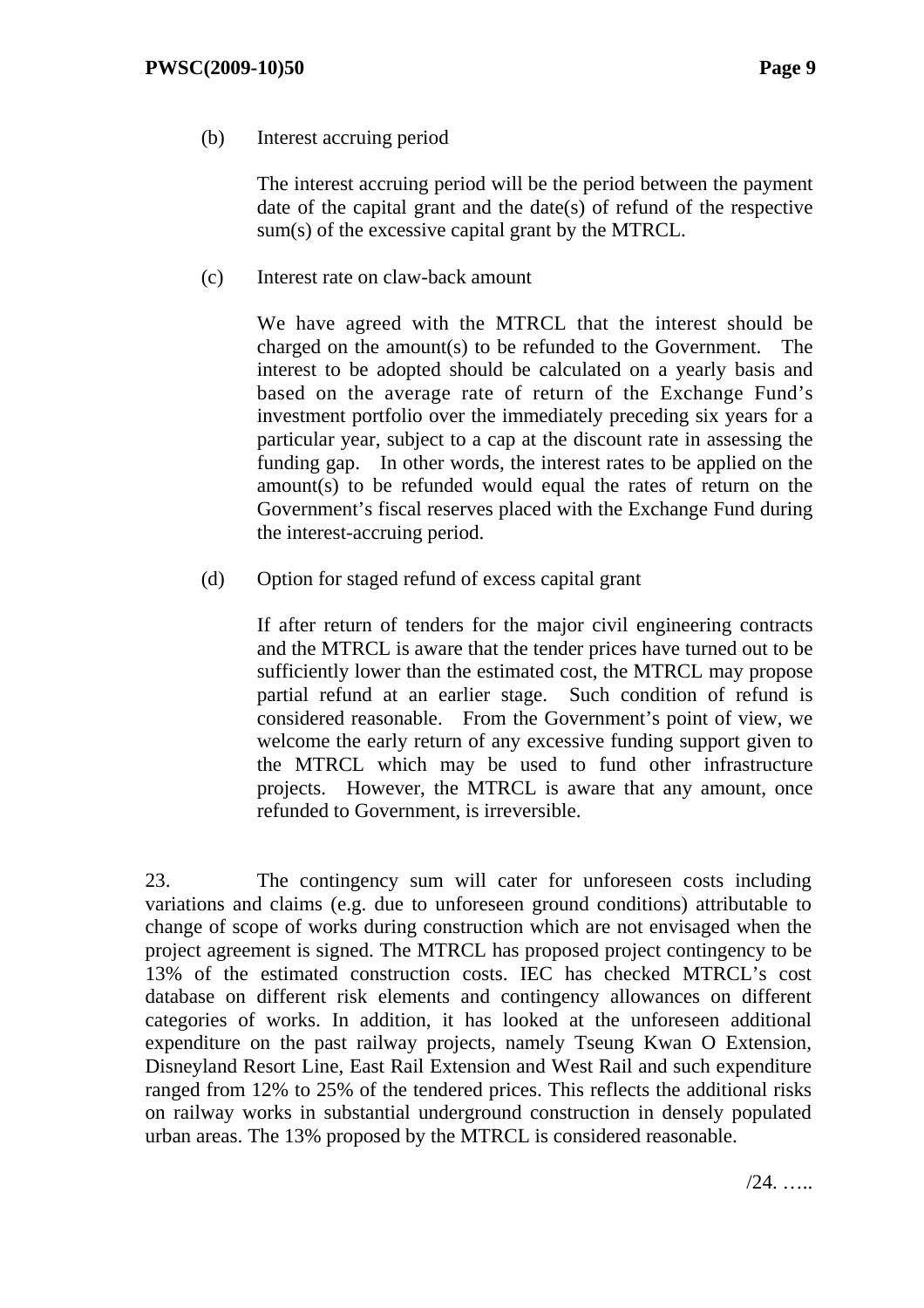(b) Interest accruing period

The interest accruing period will be the period between the payment date of the capital grant and the date(s) of refund of the respective sum(s) of the excessive capital grant by the MTRCL.

(c) Interest rate on claw-back amount

We have agreed with the MTRCL that the interest should be charged on the amount(s) to be refunded to the Government. The interest to be adopted should be calculated on a yearly basis and based on the average rate of return of the Exchange Fund's investment portfolio over the immediately preceding six years for a particular year, subject to a cap at the discount rate in assessing the funding gap. In other words, the interest rates to be applied on the amount(s) to be refunded would equal the rates of return on the Government's fiscal reserves placed with the Exchange Fund during the interest-accruing period.

(d) Option for staged refund of excess capital grant

If after return of tenders for the major civil engineering contracts and the MTRCL is aware that the tender prices have turned out to be sufficiently lower than the estimated cost, the MTRCL may propose partial refund at an earlier stage. Such condition of refund is considered reasonable. From the Government's point of view, we welcome the early return of any excessive funding support given to the MTRCL which may be used to fund other infrastructure projects. However, the MTRCL is aware that any amount, once refunded to Government, is irreversible.

23. The contingency sum will cater for unforeseen costs including variations and claims (e.g. due to unforeseen ground conditions) attributable to change of scope of works during construction which are not envisaged when the project agreement is signed. The MTRCL has proposed project contingency to be 13% of the estimated construction costs. IEC has checked MTRCL's cost database on different risk elements and contingency allowances on different categories of works. In addition, it has looked at the unforeseen additional expenditure on the past railway projects, namely Tseung Kwan O Extension, Disneyland Resort Line, East Rail Extension and West Rail and such expenditure ranged from 12% to 25% of the tendered prices. This reflects the additional risks on railway works in substantial underground construction in densely populated urban areas. The 13% proposed by the MTRCL is considered reasonable.

/24. …..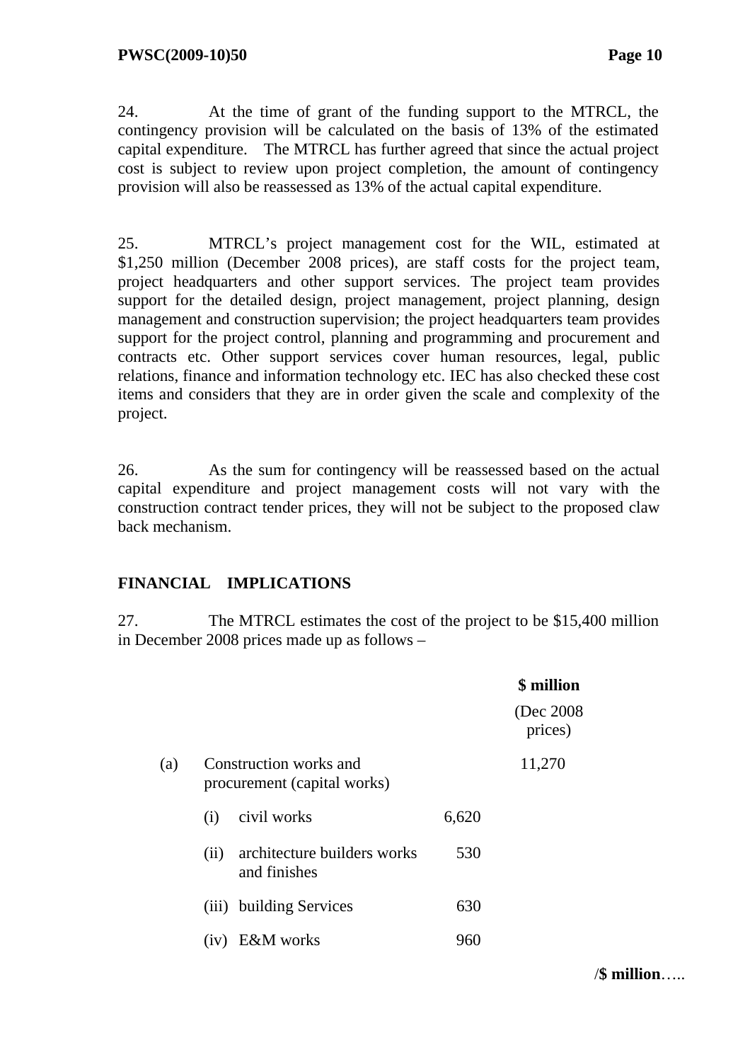24. At the time of grant of the funding support to the MTRCL, the contingency provision will be calculated on the basis of 13% of the estimated capital expenditure. The MTRCL has further agreed that since the actual project cost is subject to review upon project completion, the amount of contingency provision will also be reassessed as 13% of the actual capital expenditure.

25. MTRCL's project management cost for the WIL, estimated at $1,250 million (December 2008 prices), are staff costs for the project team, project headquarters and other support services. The project team provides support for the detailed design, project management, project planning, design management and construction supervision; the project headquarters team provides support for the project control, planning and programming and procurement and contracts etc. Other support services cover human resources, legal, public relations, finance and information technology etc. IEC has also checked these cost items and considers that they are in order given the scale and complexity of the project.

26. As the sum for contingency will be reassessed based on the actual capital expenditure and project management costs will not vary with the construction contract tender prices, they will not be subject to the proposed claw back mechanism.

## FINANCIAL IMPLICATIONS

27. The MTRCL estimates the cost of the project to be $15,400 million in December 2008 prices made up as follows –

| | | | | **$ million** (Dec 2008 prices) |
|---|---|---|---|---|
| (a) | Construction works and procurement (capital works) | | | 11,270 |
| | (i) | civil works | 6,620 | |
| | (ii) | architecture builders works and finishes | 530 | |
| | (iii) | building Services | 630 | |
| | (iv) | E&M works | 960 | |

/**$ million**…..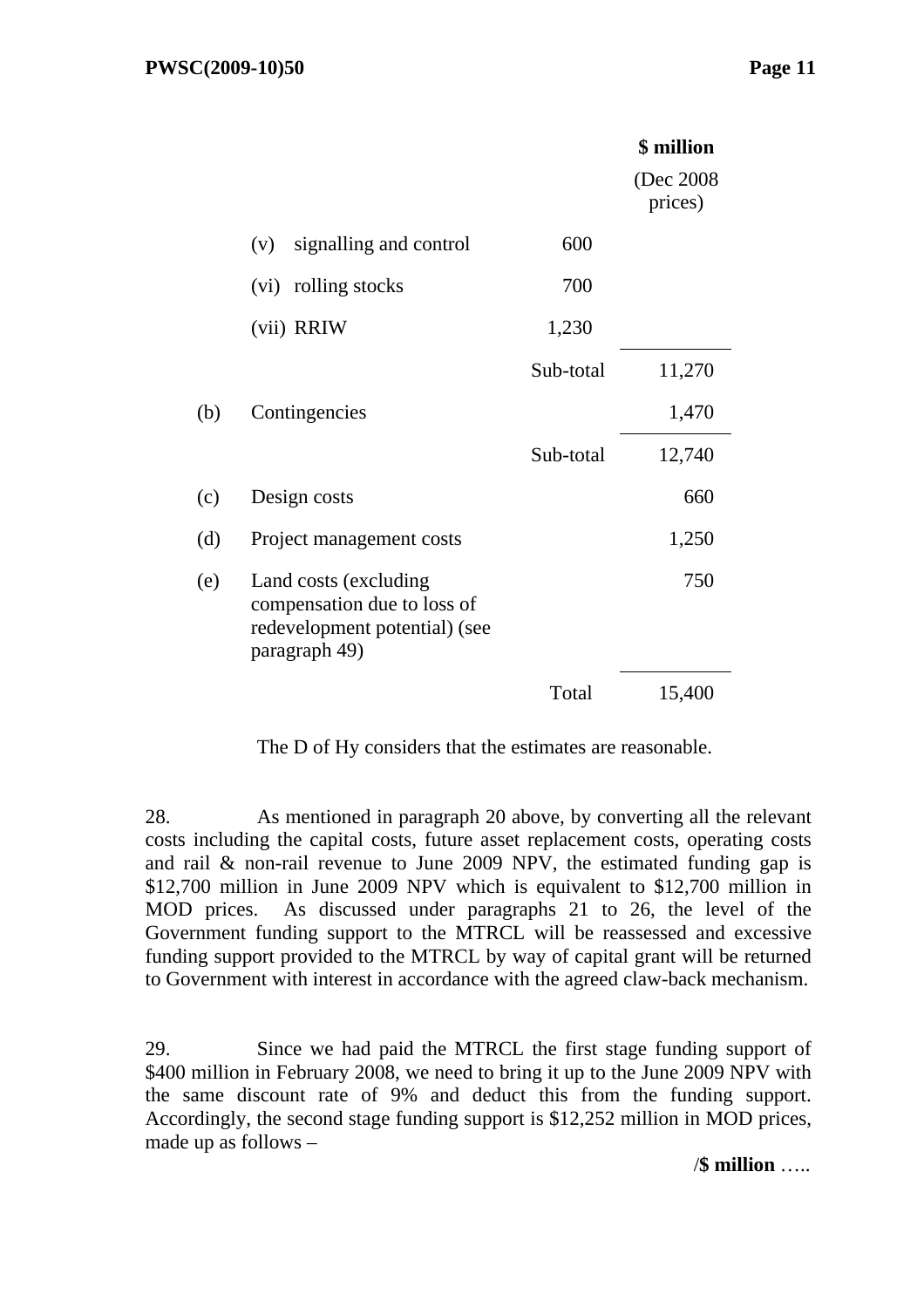| | | | $ million (Dec 2008 prices) |
|---|---|---|---|
| | (v) signalling and control | 600 | |
| | (vi) rolling stocks | 700 | |
| | (vii) RRIW | 1,230 | |
| | | Sub-total | 11,270 |
| (b) | Contingencies | | 1,470 |
| | | Sub-total | 12,740 |
| (c) | Design costs | | 660 |
| (d) | Project management costs | | 1,250 |
| (e) | Land costs (excluding compensation due to loss of redevelopment potential) (see paragraph 49) | | 750 |
| | | Total | 15,400 |

The D of Hy considers that the estimates are reasonable.

28. As mentioned in paragraph 20 above, by converting all the relevant costs including the capital costs, future asset replacement costs, operating costs and rail & non-rail revenue to June 2009 NPV, the estimated funding gap is $12,700 million in June 2009 NPV which is equivalent to $12,700 million in MOD prices. As discussed under paragraphs 21 to 26, the level of the Government funding support to the MTRCL will be reassessed and excessive funding support provided to the MTRCL by way of capital grant will be returned to Government with interest in accordance with the agreed claw-back mechanism.

29. Since we had paid the MTRCL the first stage funding support of $400 million in February 2008, we need to bring it up to the June 2009 NPV with the same discount rate of 9% and deduct this from the funding support. Accordingly, the second stage funding support is $12,252 million in MOD prices, made up as follows –

/**$ million** …..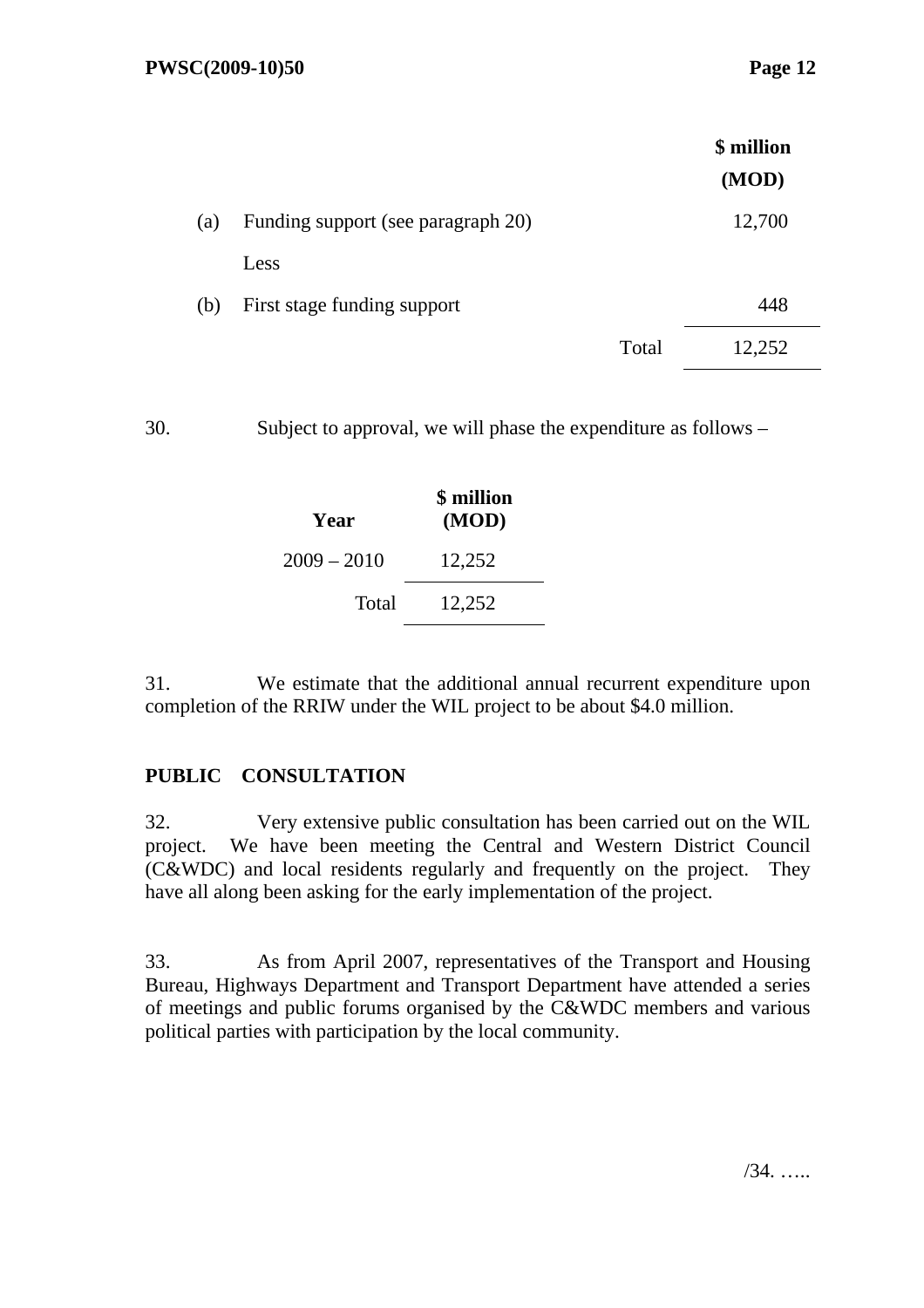| | | | $ million (MOD) |
|---|---|---|---|
| (a) | Funding support (see paragraph 20) | | 12,700 |
| | Less | | |
| (b) | First stage funding support | | 448 |
| | | Total | 12,252 |

30. Subject to approval, we will phase the expenditure as follows –

| Year | $ million (MOD) |
|---|---|
| 2009 – 2010 | 12,252 |
| Total | 12,252 |

31. We estimate that the additional annual recurrent expenditure upon completion of the RRIW under the WIL project to be about $4.0 million.

## PUBLIC CONSULTATION

32. Very extensive public consultation has been carried out on the WIL project. We have been meeting the Central and Western District Council (C&WDC) and local residents regularly and frequently on the project. They have all along been asking for the early implementation of the project.

33. As from April 2007, representatives of the Transport and Housing Bureau, Highways Department and Transport Department have attended a series of meetings and public forums organised by the C&WDC members and various political parties with participation by the local community.

/34. …..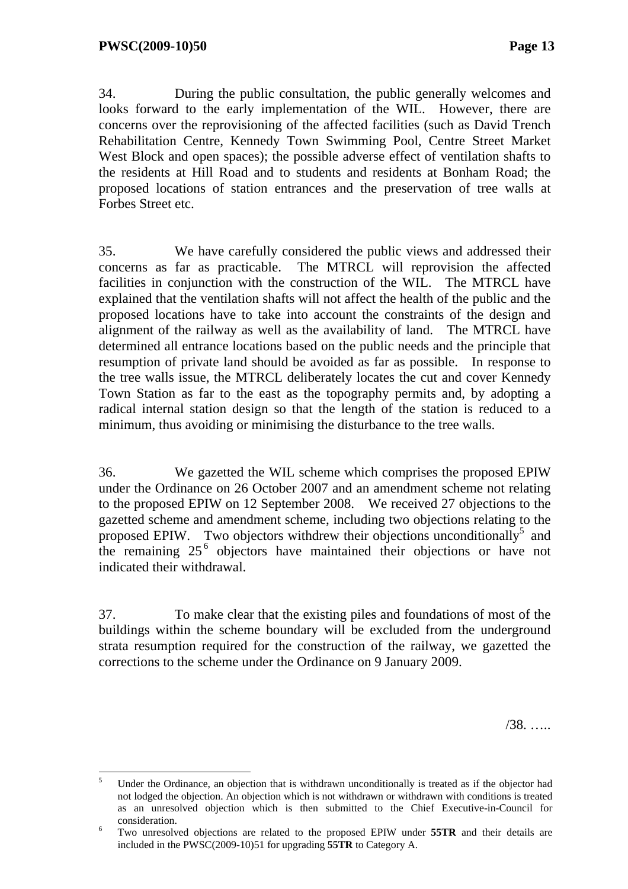34. During the public consultation, the public generally welcomes and looks forward to the early implementation of the WIL. However, there are concerns over the reprovisioning of the affected facilities (such as David Trench Rehabilitation Centre, Kennedy Town Swimming Pool, Centre Street Market West Block and open spaces); the possible adverse effect of ventilation shafts to the residents at Hill Road and to students and residents at Bonham Road; the proposed locations of station entrances and the preservation of tree walls at Forbes Street etc.

35. We have carefully considered the public views and addressed their concerns as far as practicable. The MTRCL will reprovision the affected facilities in conjunction with the construction of the WIL. The MTRCL have explained that the ventilation shafts will not affect the health of the public and the proposed locations have to take into account the constraints of the design and alignment of the railway as well as the availability of land. The MTRCL have determined all entrance locations based on the public needs and the principle that resumption of private land should be avoided as far as possible. In response to the tree walls issue, the MTRCL deliberately locates the cut and cover Kennedy Town Station as far to the east as the topography permits and, by adopting a radical internal station design so that the length of the station is reduced to a minimum, thus avoiding or minimising the disturbance to the tree walls.

36. We gazetted the WIL scheme which comprises the proposed EPIW under the Ordinance on 26 October 2007 and an amendment scheme not relating to the proposed EPIW on 12 September 2008. We received 27 objections to the gazetted scheme and amendment scheme, including two objections relating to the proposed EPIW. Two objectors withdrew their objections unconditionally[5] and the remaining 25[6] objectors have maintained their objections or have not indicated their withdrawal.

37. To make clear that the existing piles and foundations of most of the buildings within the scheme boundary will be excluded from the underground strata resumption required for the construction of the railway, we gazetted the corrections to the scheme under the Ordinance on 9 January 2009.

/38. …..

---

[5] Under the Ordinance, an objection that is withdrawn unconditionally is treated as if the objector had not lodged the objection. An objection which is not withdrawn or withdrawn with conditions is treated as an unresolved objection which is then submitted to the Chief Executive-in-Council for consideration.

[6] Two unresolved objections are related to the proposed EPIW under **55TR** and their details are included in the PWSC(2009-10)51 for upgrading **55TR** to Category A.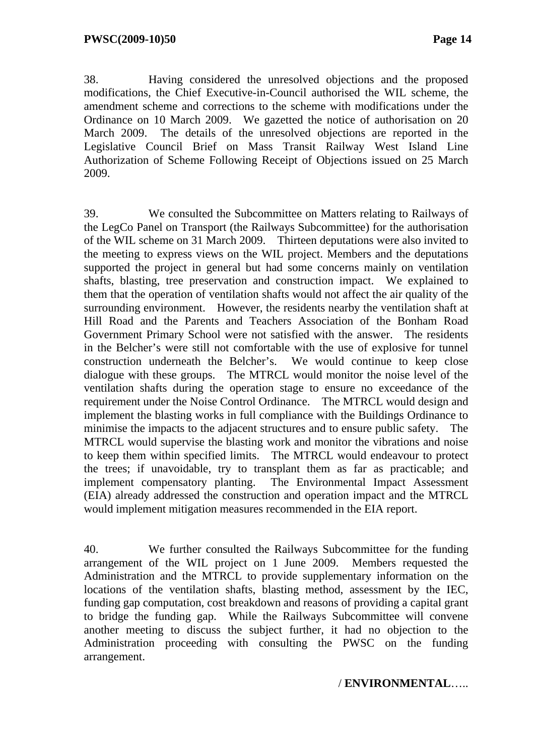38. Having considered the unresolved objections and the proposed modifications, the Chief Executive-in-Council authorised the WIL scheme, the amendment scheme and corrections to the scheme with modifications under the Ordinance on 10 March 2009. We gazetted the notice of authorisation on 20 March 2009. The details of the unresolved objections are reported in the Legislative Council Brief on Mass Transit Railway West Island Line Authorization of Scheme Following Receipt of Objections issued on 25 March 2009.

39. We consulted the Subcommittee on Matters relating to Railways of the LegCo Panel on Transport (the Railways Subcommittee) for the authorisation of the WIL scheme on 31 March 2009. Thirteen deputations were also invited to the meeting to express views on the WIL project. Members and the deputations supported the project in general but had some concerns mainly on ventilation shafts, blasting, tree preservation and construction impact. We explained to them that the operation of ventilation shafts would not affect the air quality of the surrounding environment. However, the residents nearby the ventilation shaft at Hill Road and the Parents and Teachers Association of the Bonham Road Government Primary School were not satisfied with the answer. The residents in the Belcher's were still not comfortable with the use of explosive for tunnel construction underneath the Belcher's. We would continue to keep close dialogue with these groups. The MTRCL would monitor the noise level of the ventilation shafts during the operation stage to ensure no exceedance of the requirement under the Noise Control Ordinance. The MTRCL would design and implement the blasting works in full compliance with the Buildings Ordinance to minimise the impacts to the adjacent structures and to ensure public safety. The MTRCL would supervise the blasting work and monitor the vibrations and noise to keep them within specified limits. The MTRCL would endeavour to protect the trees; if unavoidable, try to transplant them as far as practicable; and implement compensatory planting. The Environmental Impact Assessment (EIA) already addressed the construction and operation impact and the MTRCL would implement mitigation measures recommended in the EIA report.

40. We further consulted the Railways Subcommittee for the funding arrangement of the WIL project on 1 June 2009. Members requested the Administration and the MTRCL to provide supplementary information on the locations of the ventilation shafts, blasting method, assessment by the IEC, funding gap computation, cost breakdown and reasons of providing a capital grant to bridge the funding gap. While the Railways Subcommittee will convene another meeting to discuss the subject further, it had no objection to the Administration proceeding with consulting the PWSC on the funding arrangement.

/ **ENVIRONMENTAL**…..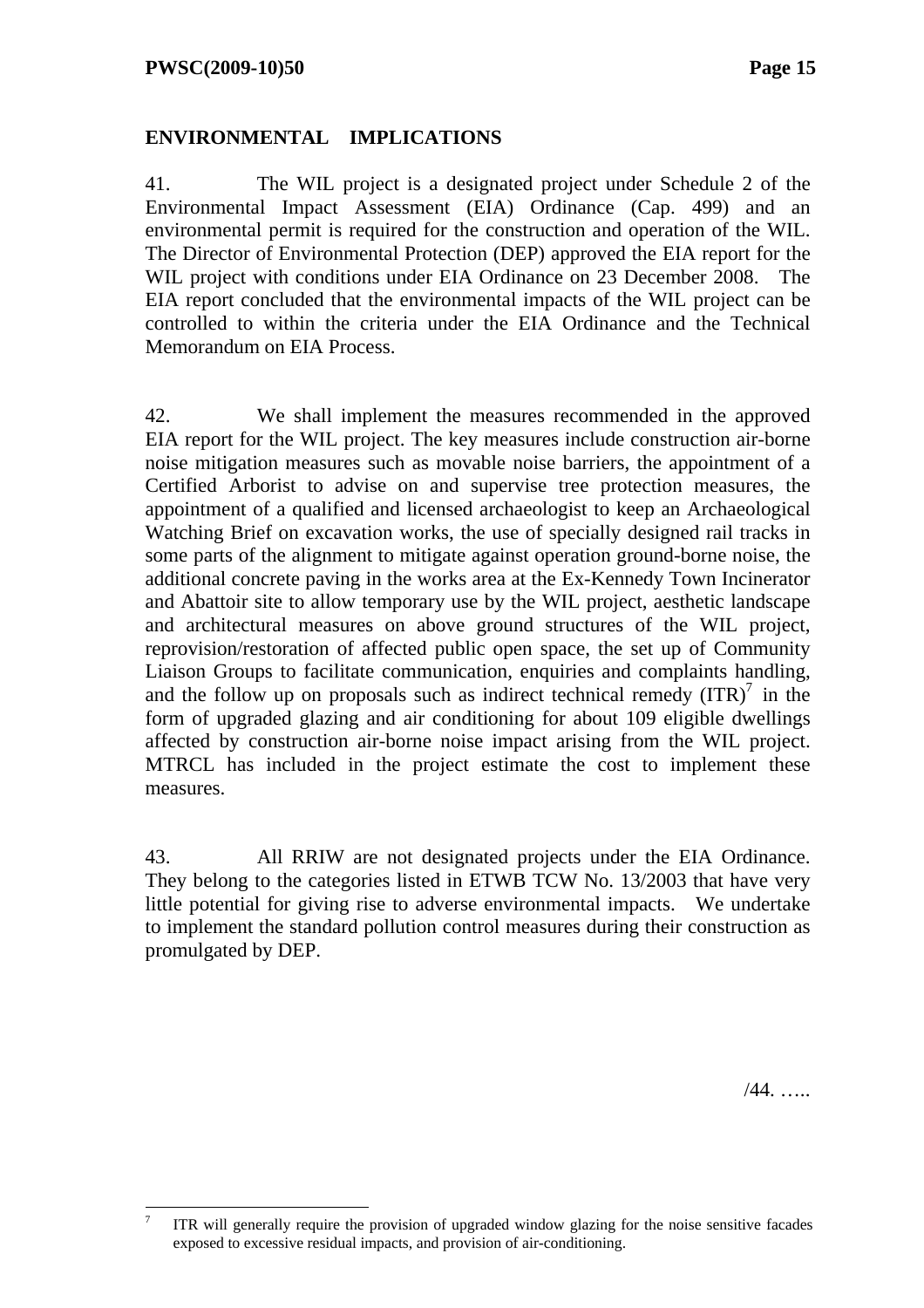## ENVIRONMENTAL IMPLICATIONS

41. The WIL project is a designated project under Schedule 2 of the Environmental Impact Assessment (EIA) Ordinance (Cap. 499) and an environmental permit is required for the construction and operation of the WIL. The Director of Environmental Protection (DEP) approved the EIA report for the WIL project with conditions under EIA Ordinance on 23 December 2008. The EIA report concluded that the environmental impacts of the WIL project can be controlled to within the criteria under the EIA Ordinance and the Technical Memorandum on EIA Process.

42. We shall implement the measures recommended in the approved EIA report for the WIL project. The key measures include construction air-borne noise mitigation measures such as movable noise barriers, the appointment of a Certified Arborist to advise on and supervise tree protection measures, the appointment of a qualified and licensed archaeologist to keep an Archaeological Watching Brief on excavation works, the use of specially designed rail tracks in some parts of the alignment to mitigate against operation ground-borne noise, the additional concrete paving in the works area at the Ex-Kennedy Town Incinerator and Abattoir site to allow temporary use by the WIL project, aesthetic landscape and architectural measures on above ground structures of the WIL project, reprovision/restoration of affected public open space, the set up of Community Liaison Groups to facilitate communication, enquiries and complaints handling, and the follow up on proposals such as indirect technical remedy (ITR)[7] in the form of upgraded glazing and air conditioning for about 109 eligible dwellings affected by construction air-borne noise impact arising from the WIL project. MTRCL has included in the project estimate the cost to implement these measures.

43. All RRIW are not designated projects under the EIA Ordinance. They belong to the categories listed in ETWB TCW No. 13/2003 that have very little potential for giving rise to adverse environmental impacts. We undertake to implement the standard pollution control measures during their construction as promulgated by DEP.

/44. …..

---

[7] ITR will generally require the provision of upgraded window glazing for the noise sensitive facades exposed to excessive residual impacts, and provision of air-conditioning.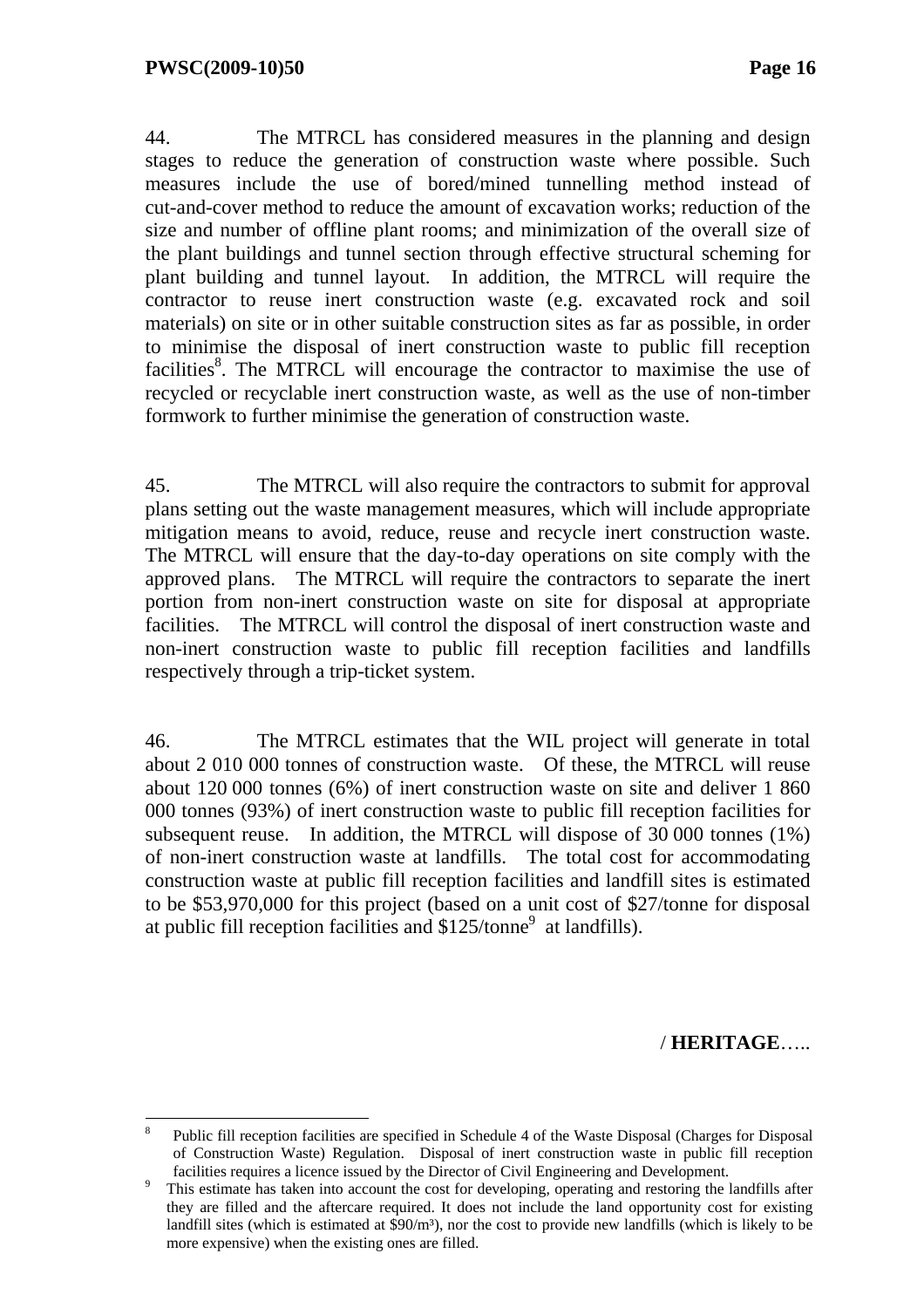44. The MTRCL has considered measures in the planning and design stages to reduce the generation of construction waste where possible. Such measures include the use of bored/mined tunnelling method instead of cut-and-cover method to reduce the amount of excavation works; reduction of the size and number of offline plant rooms; and minimization of the overall size of the plant buildings and tunnel section through effective structural scheming for plant building and tunnel layout. In addition, the MTRCL will require the contractor to reuse inert construction waste (e.g. excavated rock and soil materials) on site or in other suitable construction sites as far as possible, in order to minimise the disposal of inert construction waste to public fill reception facilities[8]. The MTRCL will encourage the contractor to maximise the use of recycled or recyclable inert construction waste, as well as the use of non-timber formwork to further minimise the generation of construction waste.

45. The MTRCL will also require the contractors to submit for approval plans setting out the waste management measures, which will include appropriate mitigation means to avoid, reduce, reuse and recycle inert construction waste. The MTRCL will ensure that the day-to-day operations on site comply with the approved plans. The MTRCL will require the contractors to separate the inert portion from non-inert construction waste on site for disposal at appropriate facilities. The MTRCL will control the disposal of inert construction waste and non-inert construction waste to public fill reception facilities and landfills respectively through a trip-ticket system.

46. The MTRCL estimates that the WIL project will generate in total about 2 010 000 tonnes of construction waste. Of these, the MTRCL will reuse about 120 000 tonnes (6%) of inert construction waste on site and deliver 1 860 000 tonnes (93%) of inert construction waste to public fill reception facilities for subsequent reuse. In addition, the MTRCL will dispose of 30 000 tonnes (1%) of non-inert construction waste at landfills. The total cost for accommodating construction waste at public fill reception facilities and landfill sites is estimated to be $53,970,000 for this project (based on a unit cost of $27/tonne for disposal at public fill reception facilities and $125/tonne[9] at landfills).

/ **HERITAGE**…..

---

[8] Public fill reception facilities are specified in Schedule 4 of the Waste Disposal (Charges for Disposal of Construction Waste) Regulation. Disposal of inert construction waste in public fill reception facilities requires a licence issued by the Director of Civil Engineering and Development.

[9] This estimate has taken into account the cost for developing, operating and restoring the landfills after they are filled and the aftercare required. It does not include the land opportunity cost for existing landfill sites (which is estimated at $90/m³), nor the cost to provide new landfills (which is likely to be more expensive) when the existing ones are filled.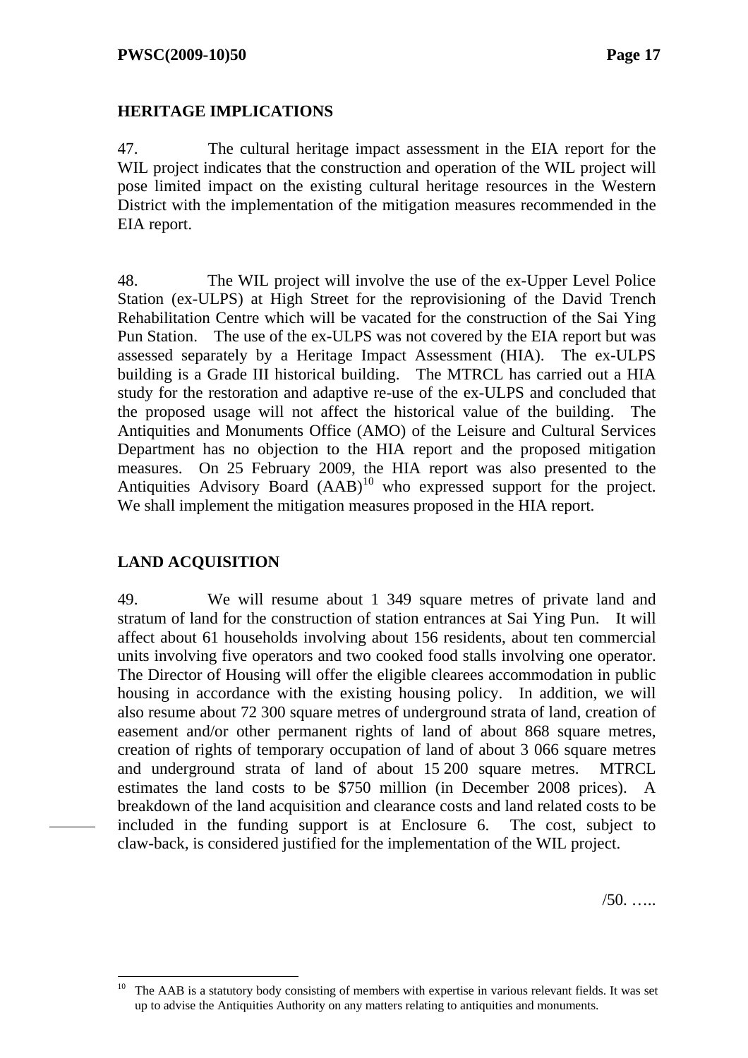## HERITAGE IMPLICATIONS

47. The cultural heritage impact assessment in the EIA report for the WIL project indicates that the construction and operation of the WIL project will pose limited impact on the existing cultural heritage resources in the Western District with the implementation of the mitigation measures recommended in the EIA report.

48. The WIL project will involve the use of the ex-Upper Level Police Station (ex-ULPS) at High Street for the reprovisioning of the David Trench Rehabilitation Centre which will be vacated for the construction of the Sai Ying Pun Station. The use of the ex-ULPS was not covered by the EIA report but was assessed separately by a Heritage Impact Assessment (HIA). The ex-ULPS building is a Grade III historical building. The MTRCL has carried out a HIA study for the restoration and adaptive re-use of the ex-ULPS and concluded that the proposed usage will not affect the historical value of the building. The Antiquities and Monuments Office (AMO) of the Leisure and Cultural Services Department has no objection to the HIA report and the proposed mitigation measures. On 25 February 2009, the HIA report was also presented to the Antiquities Advisory Board (AAB)[10] who expressed support for the project. We shall implement the mitigation measures proposed in the HIA report.

## LAND ACQUISITION

49. We will resume about 1 349 square metres of private land and stratum of land for the construction of station entrances at Sai Ying Pun. It will affect about 61 households involving about 156 residents, about ten commercial units involving five operators and two cooked food stalls involving one operator. The Director of Housing will offer the eligible clearees accommodation in public housing in accordance with the existing housing policy. In addition, we will also resume about 72 300 square metres of underground strata of land, creation of easement and/or other permanent rights of land of about 868 square metres, creation of rights of temporary occupation of land of about 3 066 square metres and underground strata of land of about 15 200 square metres. MTRCL estimates the land costs to be $750 million (in December 2008 prices). A breakdown of the land acquisition and clearance costs and land related costs to be included in the funding support is at Enclosure 6. The cost, subject to claw-back, is considered justified for the implementation of the WIL project.

/50. …..

---

[10] The AAB is a statutory body consisting of members with expertise in various relevant fields. It was set up to advise the Antiquities Authority on any matters relating to antiquities and monuments.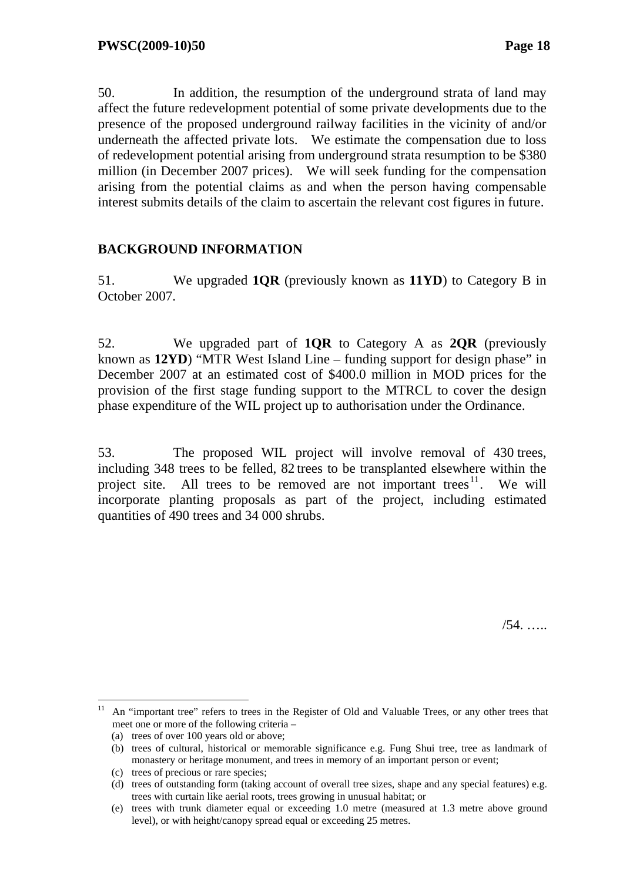50. In addition, the resumption of the underground strata of land may affect the future redevelopment potential of some private developments due to the presence of the proposed underground railway facilities in the vicinity of and/or underneath the affected private lots. We estimate the compensation due to loss of redevelopment potential arising from underground strata resumption to be $380 million (in December 2007 prices). We will seek funding for the compensation arising from the potential claims as and when the person having compensable interest submits details of the claim to ascertain the relevant cost figures in future.

## BACKGROUND INFORMATION

51. We upgraded **1QR** (previously known as **11YD**) to Category B in October 2007.

52. We upgraded part of **1QR** to Category A as **2QR** (previously known as **12YD**) "MTR West Island Line – funding support for design phase" in December 2007 at an estimated cost of $400.0 million in MOD prices for the provision of the first stage funding support to the MTRCL to cover the design phase expenditure of the WIL project up to authorisation under the Ordinance.

53. The proposed WIL project will involve removal of 430 trees, including 348 trees to be felled, 82 trees to be transplanted elsewhere within the project site. All trees to be removed are not important trees[11]. We will incorporate planting proposals as part of the project, including estimated quantities of 490 trees and 34 000 shrubs.

/54. …..

---

[11] An "important tree" refers to trees in the Register of Old and Valuable Trees, or any other trees that meet one or more of the following criteria –

(a) trees of over 100 years old or above;

(b) trees of cultural, historical or memorable significance e.g. Fung Shui tree, tree as landmark of monastery or heritage monument, and trees in memory of an important person or event;

(c) trees of precious or rare species;

(d) trees of outstanding form (taking account of overall tree sizes, shape and any special features) e.g. trees with curtain like aerial roots, trees growing in unusual habitat; or

(e) trees with trunk diameter equal or exceeding 1.0 metre (measured at 1.3 metre above ground level), or with height/canopy spread equal or exceeding 25 metres.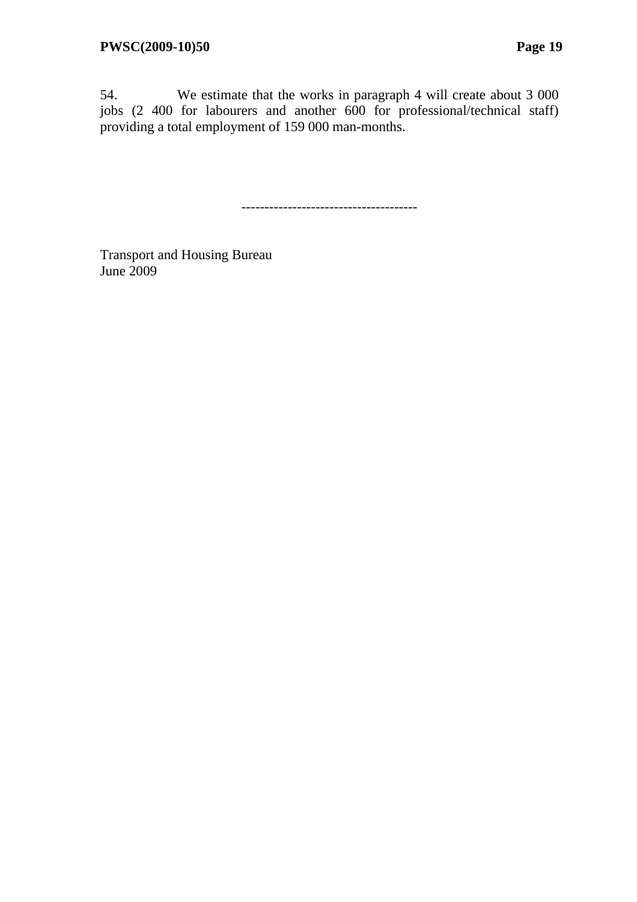54. We estimate that the works in paragraph 4 will create about 3 000 jobs (2 400 for labourers and another 600 for professional/technical staff) providing a total employment of 159 000 man-months.

--------------------------------------

Transport and Housing Bureau
June 2009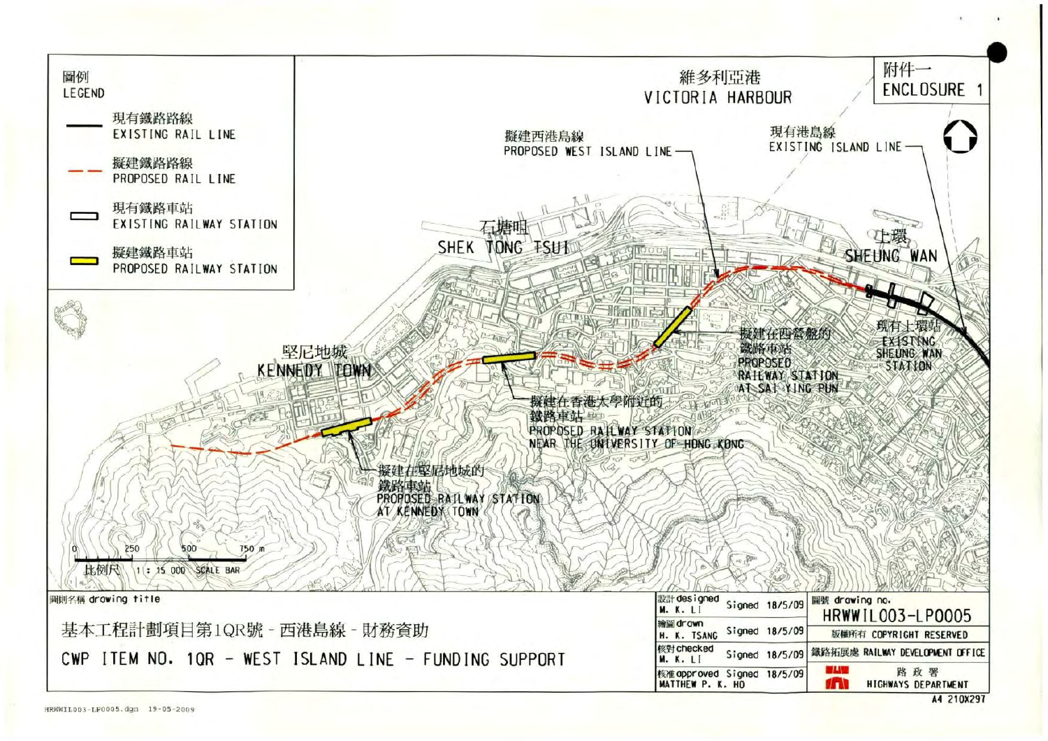附件一
ENCLOSURE 1

維多利亞港
VICTORIA HARBOUR

圖例
LEGEND

- 現有鐵路路線 EXISTING RAIL LINE
- 擬建鐵路路線 PROPOSED RAIL LINE
- 現有鐵路車站 EXISTING RAILWAY STATION
- 擬建鐵路車站 PROPOSED RAILWAY STATION

擬建西港島線
PROPOSED WEST ISLAND LINE

現有港島線
EXISTING ISLAND LINE

石塘咀
SHEK TONG TSUI

上環
SHEUNG WAN

堅尼地城
KENNEDY TOWN

擬建在西營盤的鐵路車站
PROPOSED RAILWAY STATION AT SAI YING PUN

現有上環站
EXISTING SHEUNG WAN STATION

擬建在香港大學附近的鐵路車站
PROPOSED RAILWAY STATION NEAR THE UNIVERSITY OF HONG KONG

擬建在堅尼地城的鐵路車站
PROPOSED RAILWAY STATION AT KENNEDY TOWN

0 250 500 750 m
比例尺 1 : 15 000 SCALE BAR

圖則名稱 drawing title

基本工程計劃項目第1QR號 - 西港島線 - 財務資助

CWP ITEM NO. 1QR - WEST ISLAND LINE - FUNDING SUPPORT

| | | |
|---|---|---|
| 設計 designed M. K. LI | Signed | 18/5/09 |
| 繪圖 drawn H. K. TSANG | Signed | 18/5/09 |
| 核對 checked M. K. LI | Signed | 18/5/09 |
| 核准 approved MATTHEW P. K. HO | Signed | 18/5/09 |

圖號 drawing no.
HRWWIL003-LP0005

版權所有 COPYRIGHT RESERVED

鐵路拓展處 RAILWAY DEVELOPMENT OFFICE

路政署
HIGHWAYS DEPARTMENT

A4 210X297

HRWWIL003-LP0005.dgn 19-05-2009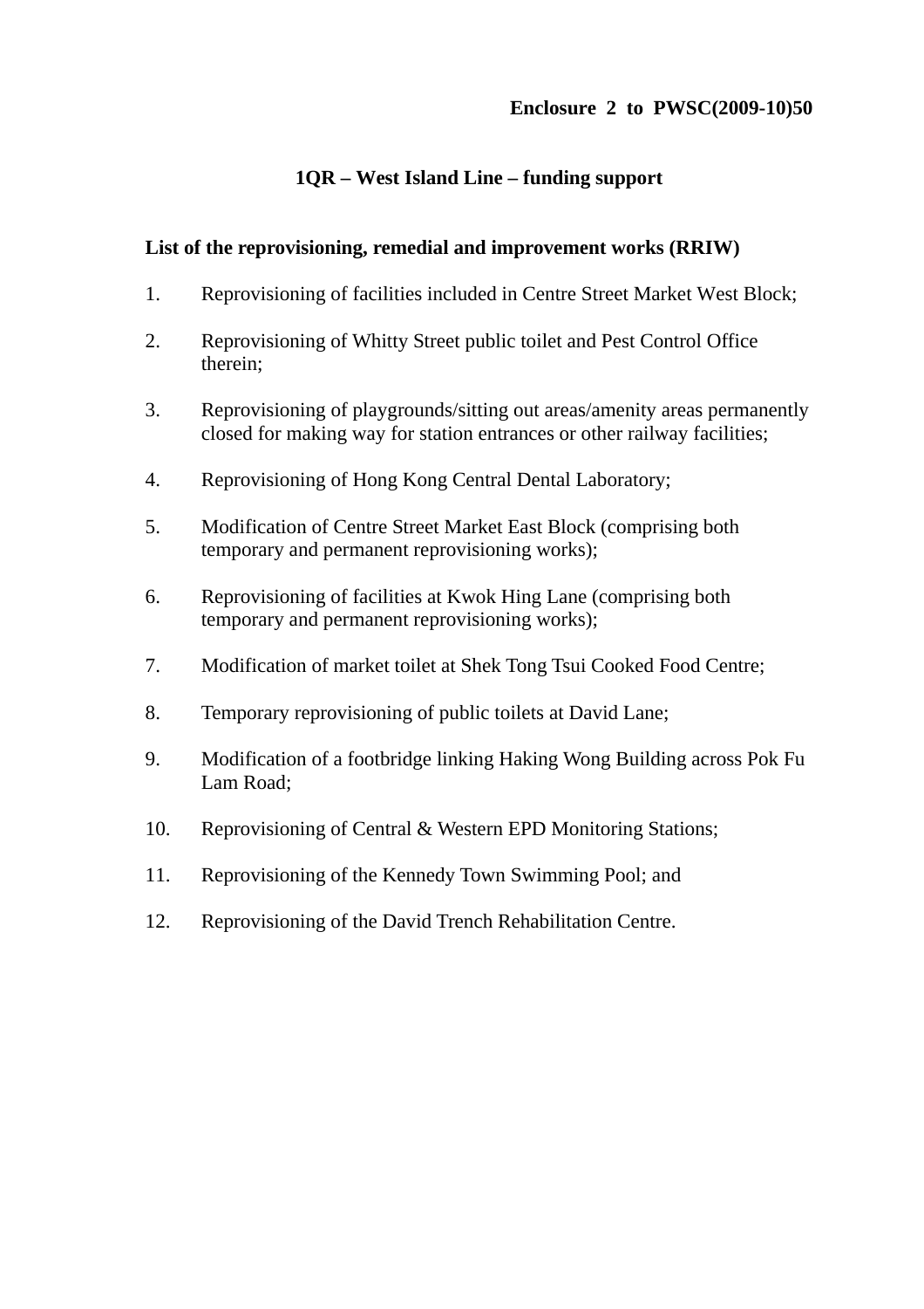**Enclosure 2 to PWSC(2009-10)50**

# 1QR – West Island Line – funding support

**List of the reprovisioning, remedial and improvement works (RRIW)**

1. Reprovisioning of facilities included in Centre Street Market West Block;
2. Reprovisioning of Whitty Street public toilet and Pest Control Office therein;
3. Reprovisioning of playgrounds/sitting out areas/amenity areas permanently closed for making way for station entrances or other railway facilities;
4. Reprovisioning of Hong Kong Central Dental Laboratory;
5. Modification of Centre Street Market East Block (comprising both temporary and permanent reprovisioning works);
6. Reprovisioning of facilities at Kwok Hing Lane (comprising both temporary and permanent reprovisioning works);
7. Modification of market toilet at Shek Tong Tsui Cooked Food Centre;
8. Temporary reprovisioning of public toilets at David Lane;
9. Modification of a footbridge linking Haking Wong Building across Pok Fu Lam Road;
10. Reprovisioning of Central & Western EPD Monitoring Stations;
11. Reprovisioning of the Kennedy Town Swimming Pool; and
12. Reprovisioning of the David Trench Rehabilitation Centre.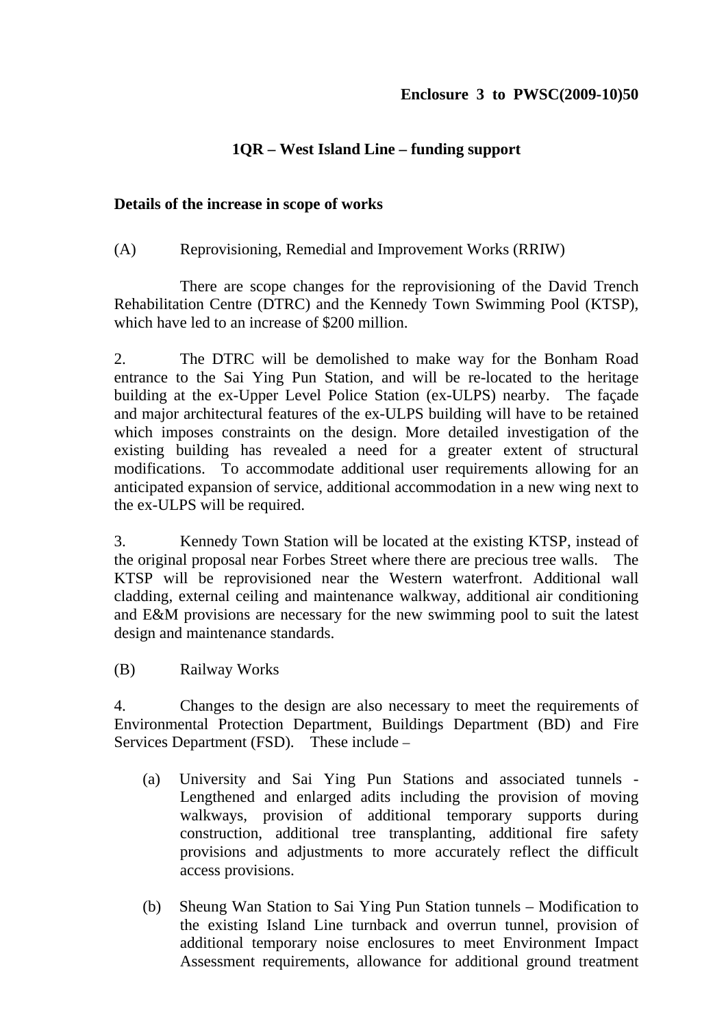**Enclosure 3 to PWSC(2009-10)50**

# 1QR – West Island Line – funding support

**Details of the increase in scope of works**

(A) Reprovisioning, Remedial and Improvement Works (RRIW)

There are scope changes for the reprovisioning of the David Trench Rehabilitation Centre (DTRC) and the Kennedy Town Swimming Pool (KTSP), which have led to an increase of $200 million.

2. The DTRC will be demolished to make way for the Bonham Road entrance to the Sai Ying Pun Station, and will be re-located to the heritage building at the ex-Upper Level Police Station (ex-ULPS) nearby. The façade and major architectural features of the ex-ULPS building will have to be retained which imposes constraints on the design. More detailed investigation of the existing building has revealed a need for a greater extent of structural modifications. To accommodate additional user requirements allowing for an anticipated expansion of service, additional accommodation in a new wing next to the ex-ULPS will be required.

3. Kennedy Town Station will be located at the existing KTSP, instead of the original proposal near Forbes Street where there are precious tree walls. The KTSP will be reprovisioned near the Western waterfront. Additional wall cladding, external ceiling and maintenance walkway, additional air conditioning and E&M provisions are necessary for the new swimming pool to suit the latest design and maintenance standards.

(B) Railway Works

4. Changes to the design are also necessary to meet the requirements of Environmental Protection Department, Buildings Department (BD) and Fire Services Department (FSD). These include –

(a) University and Sai Ying Pun Stations and associated tunnels - Lengthened and enlarged adits including the provision of moving walkways, provision of additional temporary supports during construction, additional tree transplanting, additional fire safety provisions and adjustments to more accurately reflect the difficult access provisions.

(b) Sheung Wan Station to Sai Ying Pun Station tunnels – Modification to the existing Island Line turnback and overrun tunnel, provision of additional temporary noise enclosures to meet Environment Impact Assessment requirements, allowance for additional ground treatment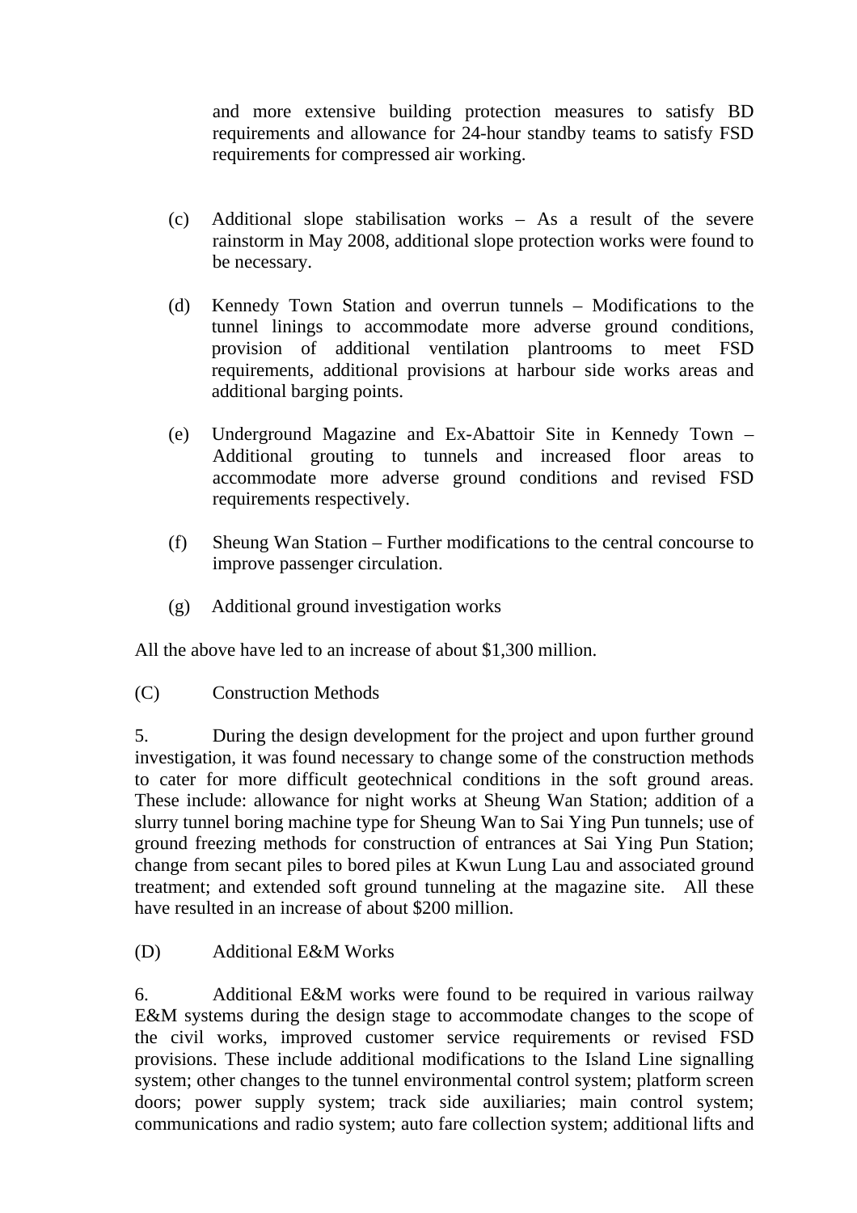and more extensive building protection measures to satisfy BD requirements and allowance for 24-hour standby teams to satisfy FSD requirements for compressed air working.

(c) Additional slope stabilisation works – As a result of the severe rainstorm in May 2008, additional slope protection works were found to be necessary.

(d) Kennedy Town Station and overrun tunnels – Modifications to the tunnel linings to accommodate more adverse ground conditions, provision of additional ventilation plantrooms to meet FSD requirements, additional provisions at harbour side works areas and additional barging points.

(e) Underground Magazine and Ex-Abattoir Site in Kennedy Town – Additional grouting to tunnels and increased floor areas to accommodate more adverse ground conditions and revised FSD requirements respectively.

(f) Sheung Wan Station – Further modifications to the central concourse to improve passenger circulation.

(g) Additional ground investigation works

All the above have led to an increase of about $1,300 million.

(C) Construction Methods

5. During the design development for the project and upon further ground investigation, it was found necessary to change some of the construction methods to cater for more difficult geotechnical conditions in the soft ground areas. These include: allowance for night works at Sheung Wan Station; addition of a slurry tunnel boring machine type for Sheung Wan to Sai Ying Pun tunnels; use of ground freezing methods for construction of entrances at Sai Ying Pun Station; change from secant piles to bored piles at Kwun Lung Lau and associated ground treatment; and extended soft ground tunneling at the magazine site. All these have resulted in an increase of about $200 million.

(D) Additional E&M Works

6. Additional E&M works were found to be required in various railway E&M systems during the design stage to accommodate changes to the scope of the civil works, improved customer service requirements or revised FSD provisions. These include additional modifications to the Island Line signalling system; other changes to the tunnel environmental control system; platform screen doors; power supply system; track side auxiliaries; main control system; communications and radio system; auto fare collection system; additional lifts and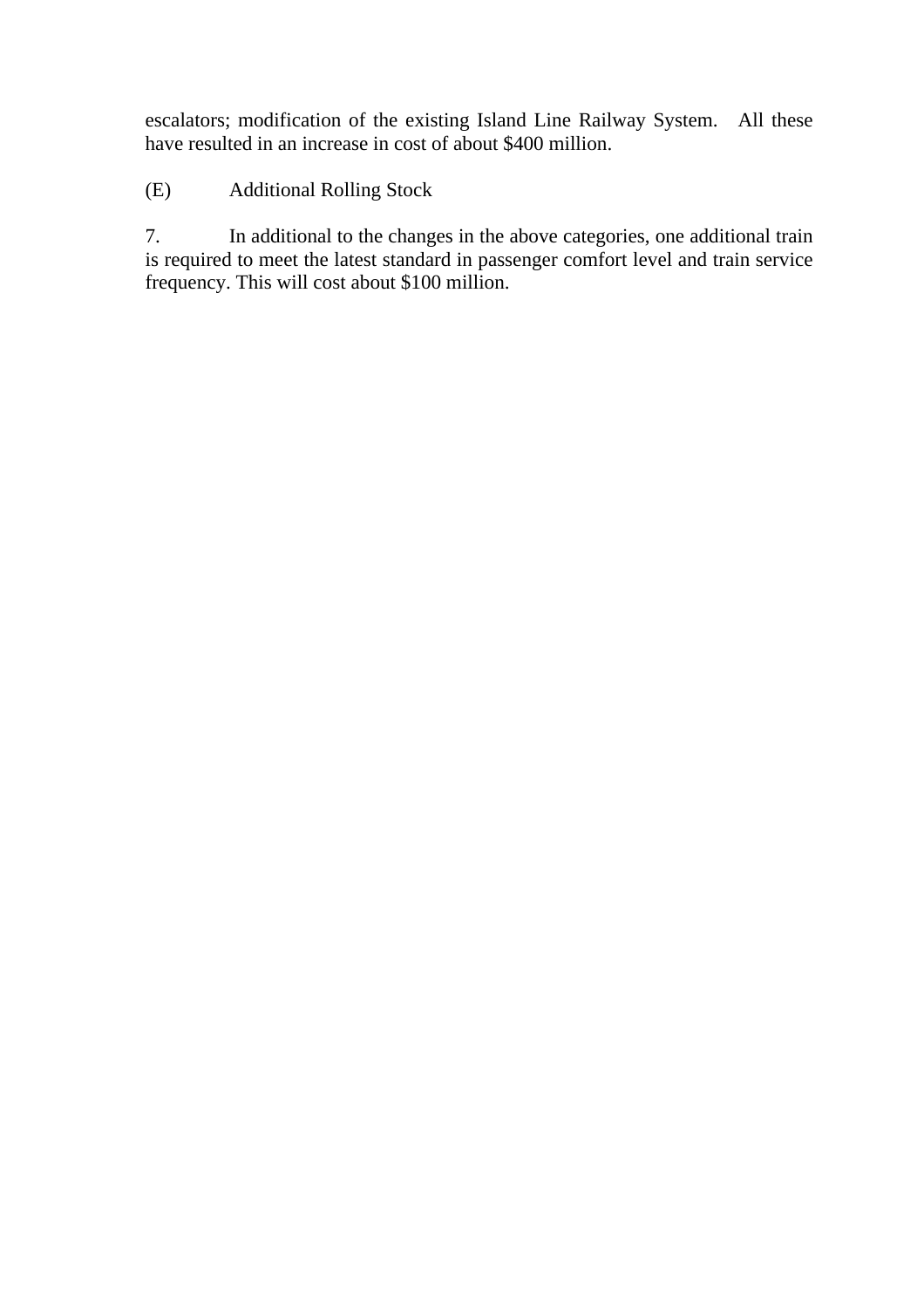escalators; modification of the existing Island Line Railway System. All these have resulted in an increase in cost of about $400 million.

(E) Additional Rolling Stock

7. In additional to the changes in the above categories, one additional train is required to meet the latest standard in passenger comfort level and train service frequency. This will cost about $100 million.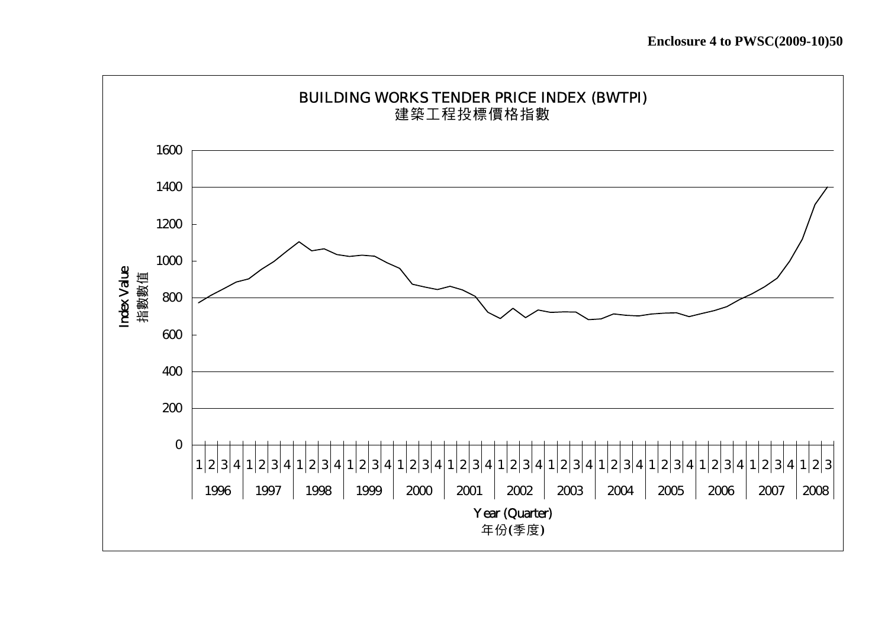**Enclosure 4 to PWSC(2009-10)50**

BUILDING WORKS TENDER PRICE INDEX (BWTPI)
建築工程投標價格指數

Index Value
指數數值

Year (Quarter)
年份(季度)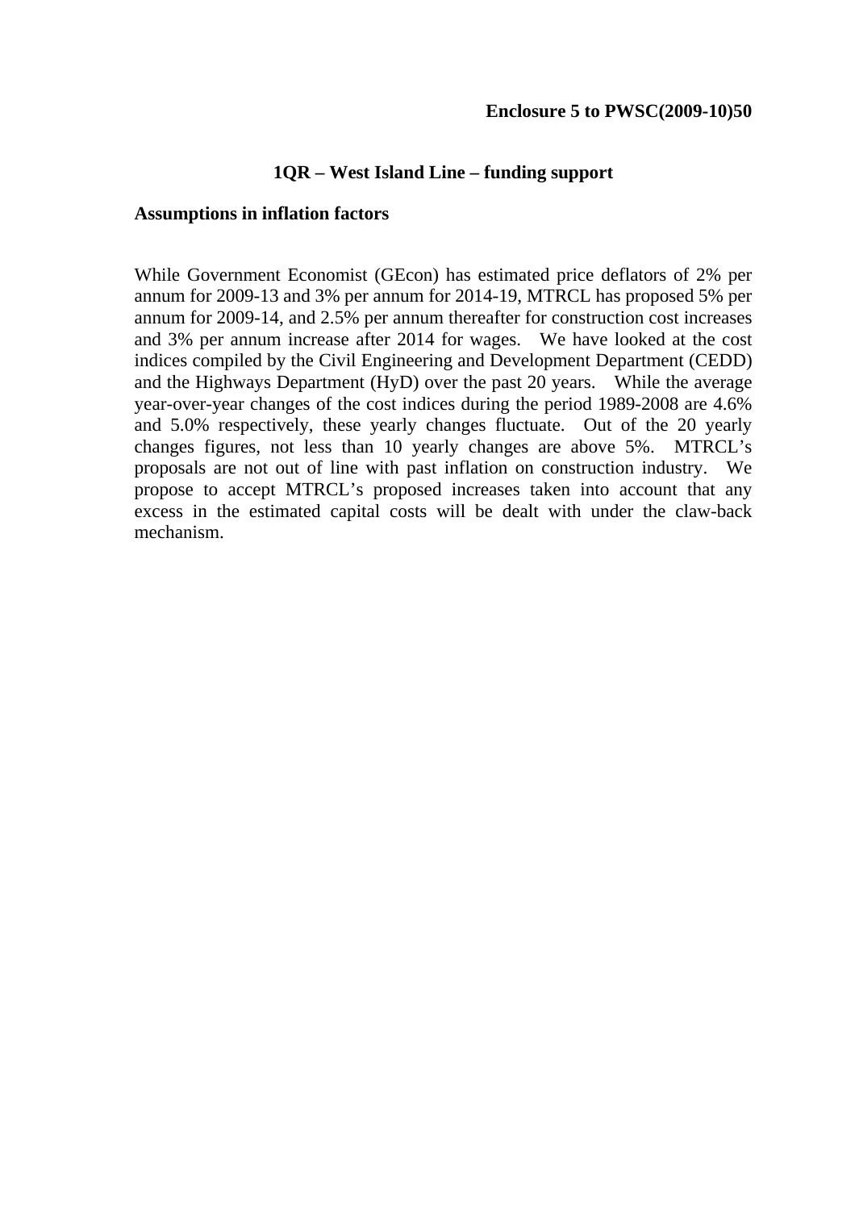**Enclosure 5 to PWSC(2009-10)50**

# 1QR – West Island Line – funding support

## Assumptions in inflation factors

While Government Economist (GEcon) has estimated price deflators of 2% per annum for 2009-13 and 3% per annum for 2014-19, MTRCL has proposed 5% per annum for 2009-14, and 2.5% per annum thereafter for construction cost increases and 3% per annum increase after 2014 for wages. We have looked at the cost indices compiled by the Civil Engineering and Development Department (CEDD) and the Highways Department (HyD) over the past 20 years. While the average year-over-year changes of the cost indices during the period 1989-2008 are 4.6% and 5.0% respectively, these yearly changes fluctuate. Out of the 20 yearly changes figures, not less than 10 yearly changes are above 5%. MTRCL's proposals are not out of line with past inflation on construction industry. We propose to accept MTRCL's proposed increases taken into account that any excess in the estimated capital costs will be dealt with under the claw-back mechanism.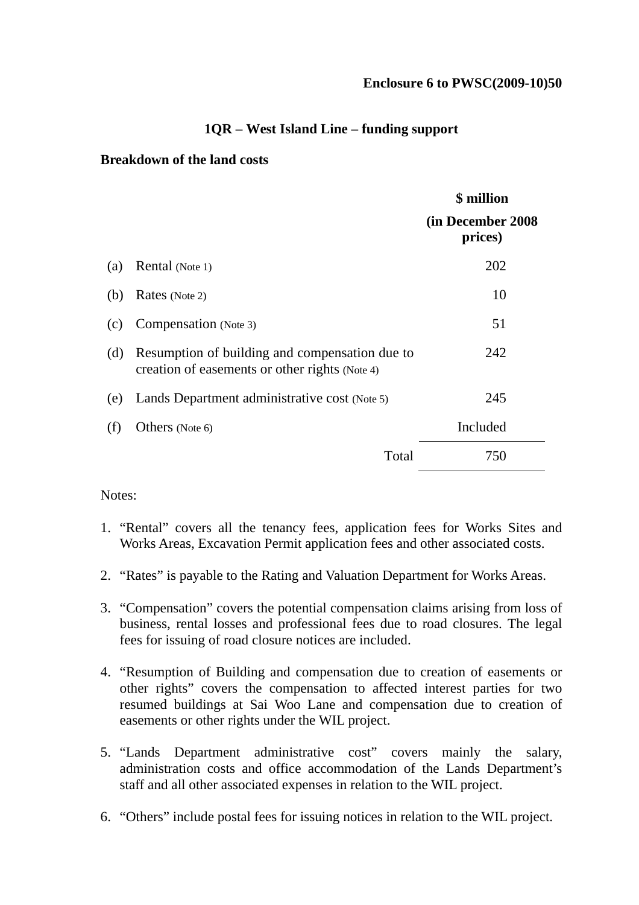**Enclosure 6 to PWSC(2009-10)50**

## 1QR – West Island Line – funding support

### Breakdown of the land costs

| | | $ million (in December 2008 prices) |
|---|---|---|
| (a) | Rental (Note 1) | 202 |
| (b) | Rates (Note 2) | 10 |
| (c) | Compensation (Note 3) | 51 |
| (d) | Resumption of building and compensation due to creation of easements or other rights (Note 4) | 242 |
| (e) | Lands Department administrative cost (Note 5) | 245 |
| (f) | Others (Note 6) | Included |
| | Total | 750 |

Notes:

1. "Rental" covers all the tenancy fees, application fees for Works Sites and Works Areas, Excavation Permit application fees and other associated costs.

2. "Rates" is payable to the Rating and Valuation Department for Works Areas.

3. "Compensation" covers the potential compensation claims arising from loss of business, rental losses and professional fees due to road closures. The legal fees for issuing of road closure notices are included.

4. "Resumption of Building and compensation due to creation of easements or other rights" covers the compensation to affected interest parties for two resumed buildings at Sai Woo Lane and compensation due to creation of easements or other rights under the WIL project.

5. "Lands Department administrative cost" covers mainly the salary, administration costs and office accommodation of the Lands Department's staff and all other associated expenses in relation to the WIL project.

6. "Others" include postal fees for issuing notices in relation to the WIL project.